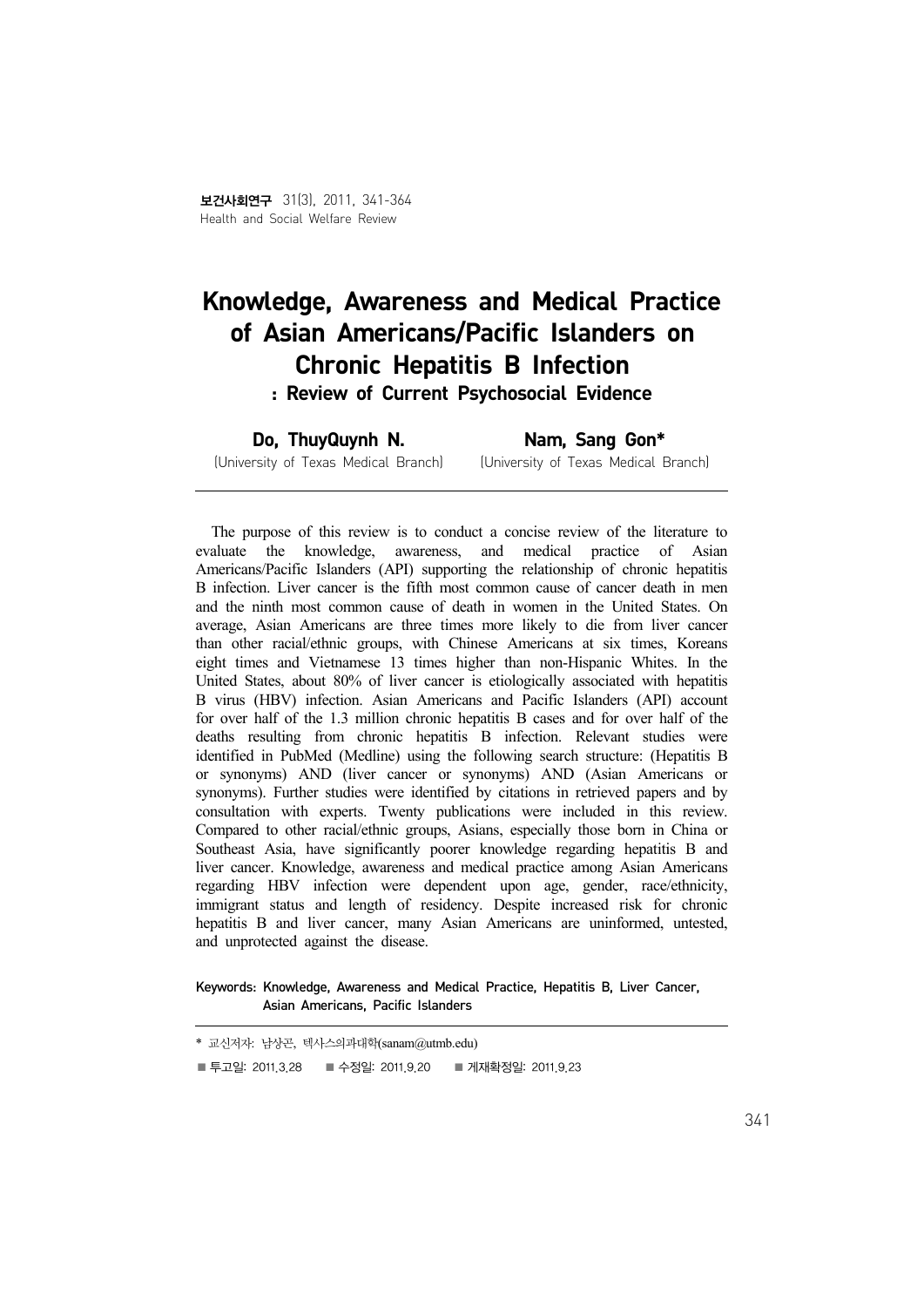# Knowledge, Awareness and Medical Practice of Asian Americans/Pacific Islanders on Chronic Hepatitis B Infection

## : Review of Current Psychosocial Evidence

**Do, ThuyQuynh N.**
(University of Texas Medical Branch)

**Nam, Sang Gon***
(University of Texas Medical Branch)

The purpose of this review is to conduct a concise review of the literature to evaluate the knowledge, awareness, and medical practice of Asian Americans/Pacific Islanders (API) supporting the relationship of chronic hepatitis B infection. Liver cancer is the fifth most common cause of cancer death in men and the ninth most common cause of death in women in the United States. On average, Asian Americans are three times more likely to die from liver cancer than other racial/ethnic groups, with Chinese Americans at six times, Koreans eight times and Vietnamese 13 times higher than non-Hispanic Whites. In the United States, about 80% of liver cancer is etiologically associated with hepatitis B virus (HBV) infection. Asian Americans and Pacific Islanders (API) account for over half of the 1.3 million chronic hepatitis B cases and for over half of the deaths resulting from chronic hepatitis B infection. Relevant studies were identified in PubMed (Medline) using the following search structure: (Hepatitis B or synonyms) AND (liver cancer or synonyms) AND (Asian Americans or synonyms). Further studies were identified by citations in retrieved papers and by consultation with experts. Twenty publications were included in this review. Compared to other racial/ethnic groups, Asians, especially those born in China or Southeast Asia, have significantly poorer knowledge regarding hepatitis B and liver cancer. Knowledge, awareness and medical practice among Asian Americans regarding HBV infection were dependent upon age, gender, race/ethnicity, immigrant status and length of residency. Despite increased risk for chronic hepatitis B and liver cancer, many Asian Americans are uninformed, untested, and unprotected against the disease.

**Keywords: Knowledge, Awareness and Medical Practice, Hepatitis B, Liver Cancer, Asian Americans, Pacific Islanders**

---

\* 교신저자: 남상곤, 텍사스의과대학(sanam@utmb.edu)

■ 투고일: 2011.3.28 ■ 수정일: 2011.9.20 ■ 게재확정일: 2011.9.23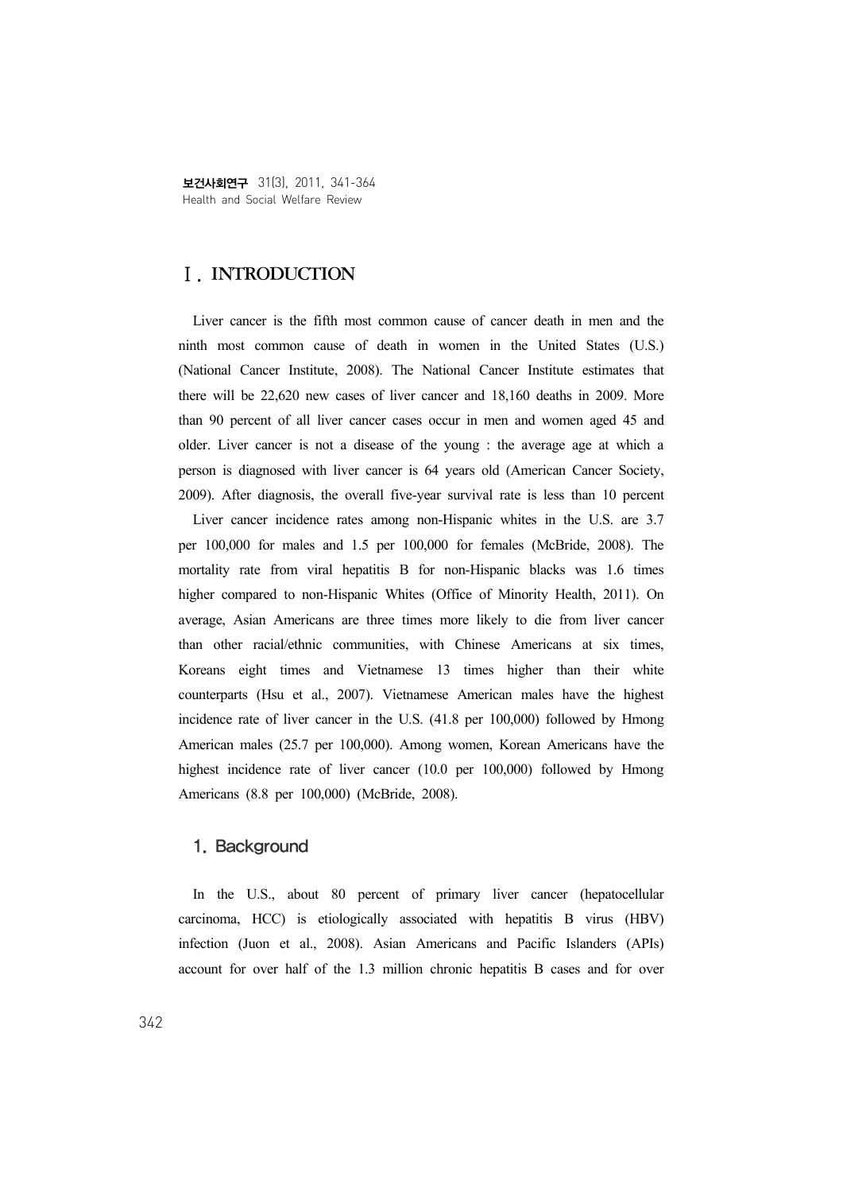# Ⅰ. INTRODUCTION

Liver cancer is the fifth most common cause of cancer death in men and the ninth most common cause of death in women in the United States (U.S.) (National Cancer Institute, 2008). The National Cancer Institute estimates that there will be 22,620 new cases of liver cancer and 18,160 deaths in 2009. More than 90 percent of all liver cancer cases occur in men and women aged 45 and older. Liver cancer is not a disease of the young : the average age at which a person is diagnosed with liver cancer is 64 years old (American Cancer Society, 2009). After diagnosis, the overall five-year survival rate is less than 10 percent

Liver cancer incidence rates among non-Hispanic whites in the U.S. are 3.7 per 100,000 for males and 1.5 per 100,000 for females (McBride, 2008). The mortality rate from viral hepatitis B for non-Hispanic blacks was 1.6 times higher compared to non-Hispanic Whites (Office of Minority Health, 2011). On average, Asian Americans are three times more likely to die from liver cancer than other racial/ethnic communities, with Chinese Americans at six times, Koreans eight times and Vietnamese 13 times higher than their white counterparts (Hsu et al., 2007). Vietnamese American males have the highest incidence rate of liver cancer in the U.S. (41.8 per 100,000) followed by Hmong American males (25.7 per 100,000). Among women, Korean Americans have the highest incidence rate of liver cancer (10.0 per 100,000) followed by Hmong Americans (8.8 per 100,000) (McBride, 2008).

## 1. Background

In the U.S., about 80 percent of primary liver cancer (hepatocellular carcinoma, HCC) is etiologically associated with hepatitis B virus (HBV) infection (Juon et al., 2008). Asian Americans and Pacific Islanders (APIs) account for over half of the 1.3 million chronic hepatitis B cases and for over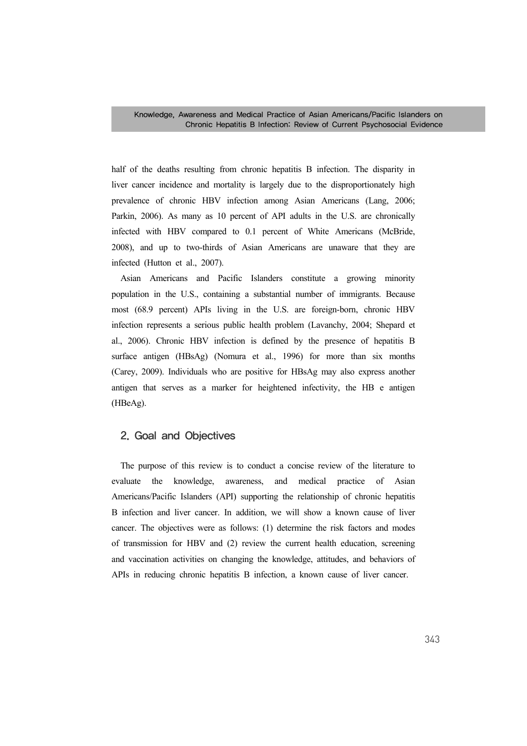half of the deaths resulting from chronic hepatitis B infection. The disparity in liver cancer incidence and mortality is largely due to the disproportionately high prevalence of chronic HBV infection among Asian Americans (Lang, 2006; Parkin, 2006). As many as 10 percent of API adults in the U.S. are chronically infected with HBV compared to 0.1 percent of White Americans (McBride, 2008), and up to two-thirds of Asian Americans are unaware that they are infected (Hutton et al., 2007).

Asian Americans and Pacific Islanders constitute a growing minority population in the U.S., containing a substantial number of immigrants. Because most (68.9 percent) APIs living in the U.S. are foreign-born, chronic HBV infection represents a serious public health problem (Lavanchy, 2004; Shepard et al., 2006). Chronic HBV infection is defined by the presence of hepatitis B surface antigen (HBsAg) (Nomura et al., 1996) for more than six months (Carey, 2009). Individuals who are positive for HBsAg may also express another antigen that serves as a marker for heightened infectivity, the HB e antigen (HBeAg).

## 2. Goal and Objectives

The purpose of this review is to conduct a concise review of the literature to evaluate the knowledge, awareness, and medical practice of Asian Americans/Pacific Islanders (API) supporting the relationship of chronic hepatitis B infection and liver cancer. In addition, we will show a known cause of liver cancer. The objectives were as follows: (1) determine the risk factors and modes of transmission for HBV and (2) review the current health education, screening and vaccination activities on changing the knowledge, attitudes, and behaviors of APIs in reducing chronic hepatitis B infection, a known cause of liver cancer.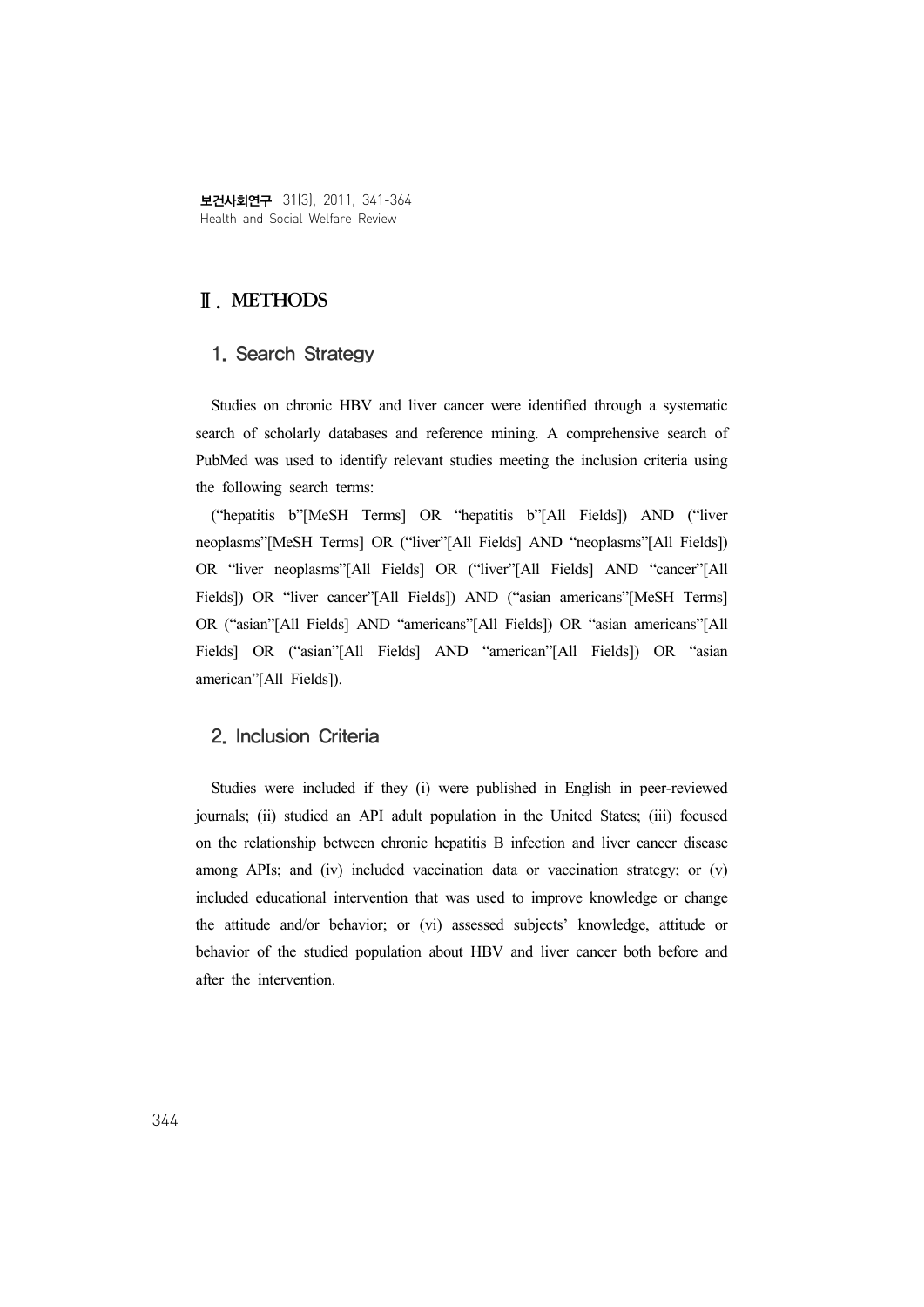## Ⅱ. METHODS

### 1. Search Strategy

Studies on chronic HBV and liver cancer were identified through a systematic search of scholarly databases and reference mining. A comprehensive search of PubMed was used to identify relevant studies meeting the inclusion criteria using the following search terms:

("hepatitis b"[MeSH Terms] OR "hepatitis b"[All Fields]) AND ("liver neoplasms"[MeSH Terms] OR ("liver"[All Fields] AND "neoplasms"[All Fields]) OR "liver neoplasms"[All Fields] OR ("liver"[All Fields] AND "cancer"[All Fields]) OR "liver cancer"[All Fields]) AND ("asian americans"[MeSH Terms] OR ("asian"[All Fields] AND "americans"[All Fields]) OR "asian americans"[All Fields] OR ("asian"[All Fields] AND "american"[All Fields]) OR "asian american"[All Fields]).

### 2. Inclusion Criteria

Studies were included if they (i) were published in English in peer-reviewed journals; (ii) studied an API adult population in the United States; (iii) focused on the relationship between chronic hepatitis B infection and liver cancer disease among APIs; and (iv) included vaccination data or vaccination strategy; or (v) included educational intervention that was used to improve knowledge or change the attitude and/or behavior; or (vi) assessed subjects' knowledge, attitude or behavior of the studied population about HBV and liver cancer both before and after the intervention.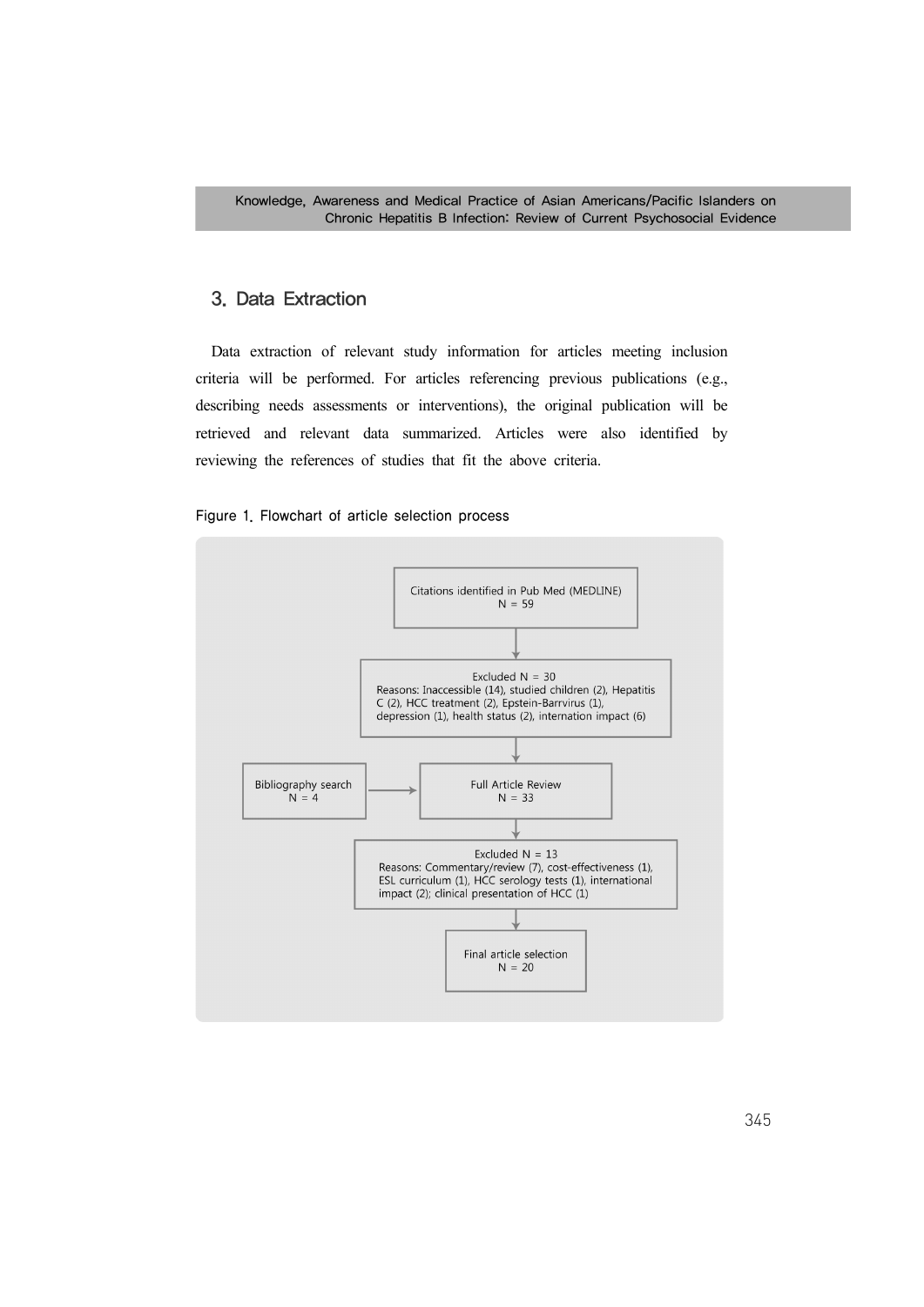## 3. Data Extraction

Data extraction of relevant study information for articles meeting inclusion criteria will be performed. For articles referencing previous publications (e.g., describing needs assessments or interventions), the original publication will be retrieved and relevant data summarized. Articles were also identified by reviewing the references of studies that fit the above criteria.

Figure 1. Flowchart of article selection process

Citations identified in Pub Med (MEDLINE)
N = 59

↓

Excluded N = 30
Reasons: Inaccessible (14), studied children (2), Hepatitis C (2), HCC treatment (2), Epstein-Barrvirus (1), depression (1), health status (2), internation impact (6)

↓

Bibliography search
N = 4 → Full Article Review
N = 33

↓

Excluded N = 13
Reasons: Commentary/review (7), cost-effectiveness (1), ESL curriculum (1), HCC serology tests (1), international impact (2); clinical presentation of HCC (1)

↓

Final article selection
N = 20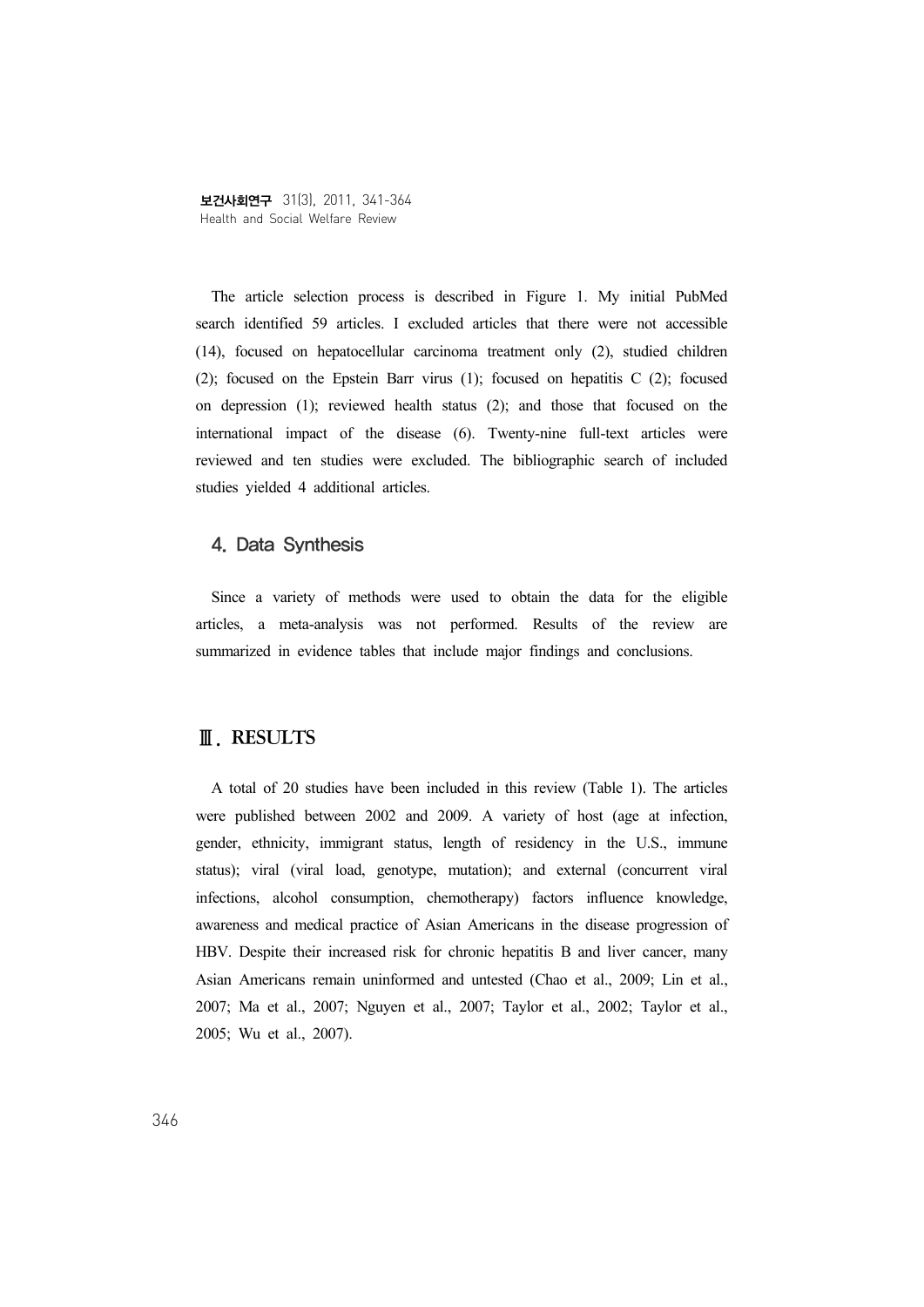The article selection process is described in Figure 1. My initial PubMed search identified 59 articles. I excluded articles that there were not accessible (14), focused on hepatocellular carcinoma treatment only (2), studied children (2); focused on the Epstein Barr virus (1); focused on hepatitis C (2); focused on depression (1); reviewed health status (2); and those that focused on the international impact of the disease (6). Twenty-nine full-text articles were reviewed and ten studies were excluded. The bibliographic search of included studies yielded 4 additional articles.

### 4. Data Synthesis

Since a variety of methods were used to obtain the data for the eligible articles, a meta-analysis was not performed. Results of the review are summarized in evidence tables that include major findings and conclusions.

## Ⅲ. RESULTS

A total of 20 studies have been included in this review (Table 1). The articles were published between 2002 and 2009. A variety of host (age at infection, gender, ethnicity, immigrant status, length of residency in the U.S., immune status); viral (viral load, genotype, mutation); and external (concurrent viral infections, alcohol consumption, chemotherapy) factors influence knowledge, awareness and medical practice of Asian Americans in the disease progression of HBV. Despite their increased risk for chronic hepatitis B and liver cancer, many Asian Americans remain uninformed and untested (Chao et al., 2009; Lin et al., 2007; Ma et al., 2007; Nguyen et al., 2007; Taylor et al., 2002; Taylor et al., 2005; Wu et al., 2007).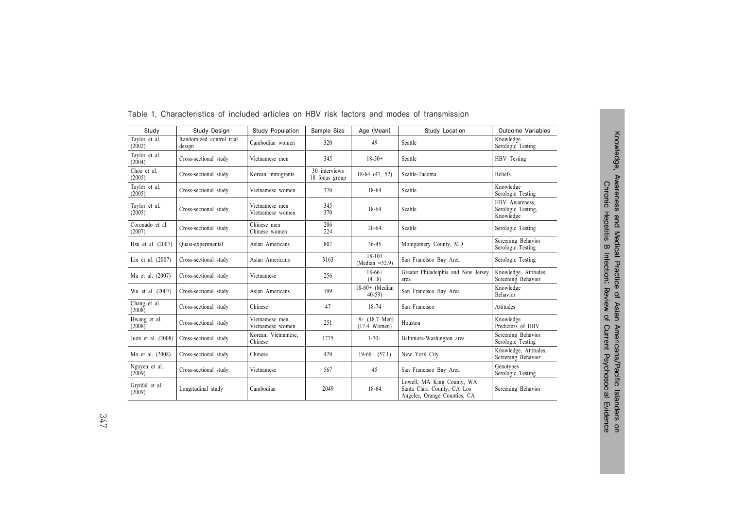Table 1. Characteristics of included articles on HBV risk factors and modes of transmission

| Study | Study Design | Study Population | Sample Size | Age (Mean) | Study Location | Outcome Variables |
|---|---|---|---|---|---|---|
| Taylor et al. (2002) | Randomized control trial design | Cambodian women | 320 | 49 | Seattle | Knowledge Serologic Testing |
| Taylor et al. (2004) | Cross-sectional study | Vietnamese men | 345 | 18-50+ | Seattle | HBV Testing |
| Choe et al. (2005) | Cross-sectional study | Korean immigrants | 30 interviews 18 focus group | 18-64 (47, 52) | Seattle-Tacoma | Beliefs |
| Taylor et al. (2005) | Cross-sectional study | Vietnamese women | 370 | 18-64 | Seattle | Knowledge Serologic Testing |
| Taylor et al. (2005) | Cross-sectional study | Vietnamese men Vietnamese women | 345 370 | 18-64 | Seattle | HBV Awareness, Serologic Testing, Knowledge |
| Coronado et al. (2007) | Cross-sectional study | Chinese men Chinese women | 206 224 | 20-64 | Seattle | Serologic Testing |
| Hsu et al. (2007) | Quasi-experimental | Asian Americans | 807 | 36-45 | Montgomery County, MD | Screening Behavior Serologic Testing |
| Lin et al. (2007) | Cross-sectional study | Asian Americans | 3163 | 18-101 (Median =52.9) | San Francisco Bay Area | Serologic Testing |
| Ma et al. (2007) | Cross-sectional study | Vietnamese | 256 | 18-66+ (41.8) | Greater Philadelphia and New Jersey area | Knowledge, Attitudes, Screening Behavior |
| Wu et al. (2007) | Cross-sectional study | Asian Americans | 199 | 18-60+ (Median 40-59) | San Francisco Bay Area | Knowledge Behavior |
| Chang et al. (2008) | Cross-sectional study | Chinese | 47 | 18-74 | San Francisco | Attitudes |
| Hwang et al. (2008) | Cross-sectional study | Vietnamese men Vietnamese women | 251 | 18+ (18.7 Men) (17.4 Women) | Houston | Knowledge Predictors of HBV |
| Juon et al. (2008) | Cross-sectional study | Korean, Vietnamese, Chinese | 1775 | 1-70+ | Baltimore-Washington area | Screening Behavior Serologic Testing |
| Ma et al. (2008) | Cross-sectional study | Chinese | 429 | 19-66+ (57.1) | New York City | Knowledge, Attitudes, Screening Behavior |
| Nguyen et al. (2009) | Cross-sectional study | Vietnamese | 567 | 45 | San Francisco Bay Area | Genotypes Serologic Testing |
| Grytdal et al. (2009) | Longitudinal study | Cambodian | 2049 | 18-64 | Lowell, MA King County, WA Santa Clara County, CA Los Angeles, Orange Counties, CA | Screening Behavior |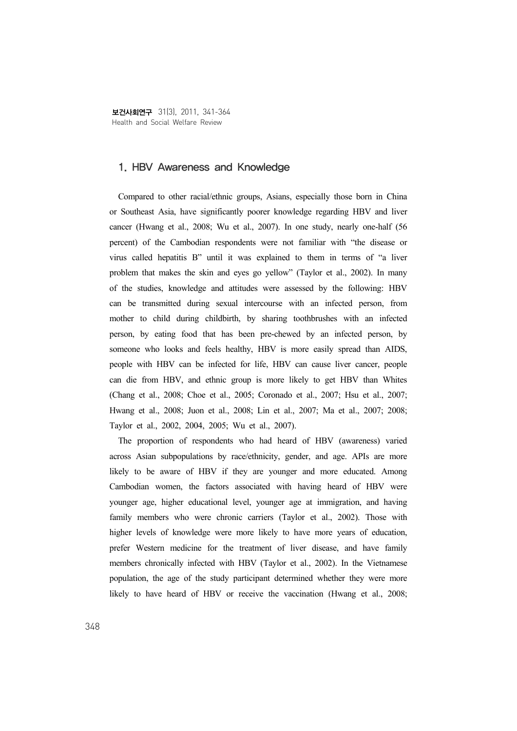## 1. HBV Awareness and Knowledge

Compared to other racial/ethnic groups, Asians, especially those born in China or Southeast Asia, have significantly poorer knowledge regarding HBV and liver cancer (Hwang et al., 2008; Wu et al., 2007). In one study, nearly one-half (56 percent) of the Cambodian respondents were not familiar with "the disease or virus called hepatitis B" until it was explained to them in terms of "a liver problem that makes the skin and eyes go yellow" (Taylor et al., 2002). In many of the studies, knowledge and attitudes were assessed by the following: HBV can be transmitted during sexual intercourse with an infected person, from mother to child during childbirth, by sharing toothbrushes with an infected person, by eating food that has been pre-chewed by an infected person, by someone who looks and feels healthy, HBV is more easily spread than AIDS, people with HBV can be infected for life, HBV can cause liver cancer, people can die from HBV, and ethnic group is more likely to get HBV than Whites (Chang et al., 2008; Choe et al., 2005; Coronado et al., 2007; Hsu et al., 2007; Hwang et al., 2008; Juon et al., 2008; Lin et al., 2007; Ma et al., 2007; 2008; Taylor et al., 2002, 2004, 2005; Wu et al., 2007).

The proportion of respondents who had heard of HBV (awareness) varied across Asian subpopulations by race/ethnicity, gender, and age. APIs are more likely to be aware of HBV if they are younger and more educated. Among Cambodian women, the factors associated with having heard of HBV were younger age, higher educational level, younger age at immigration, and having family members who were chronic carriers (Taylor et al., 2002). Those with higher levels of knowledge were more likely to have more years of education, prefer Western medicine for the treatment of liver disease, and have family members chronically infected with HBV (Taylor et al., 2002). In the Vietnamese population, the age of the study participant determined whether they were more likely to have heard of HBV or receive the vaccination (Hwang et al., 2008;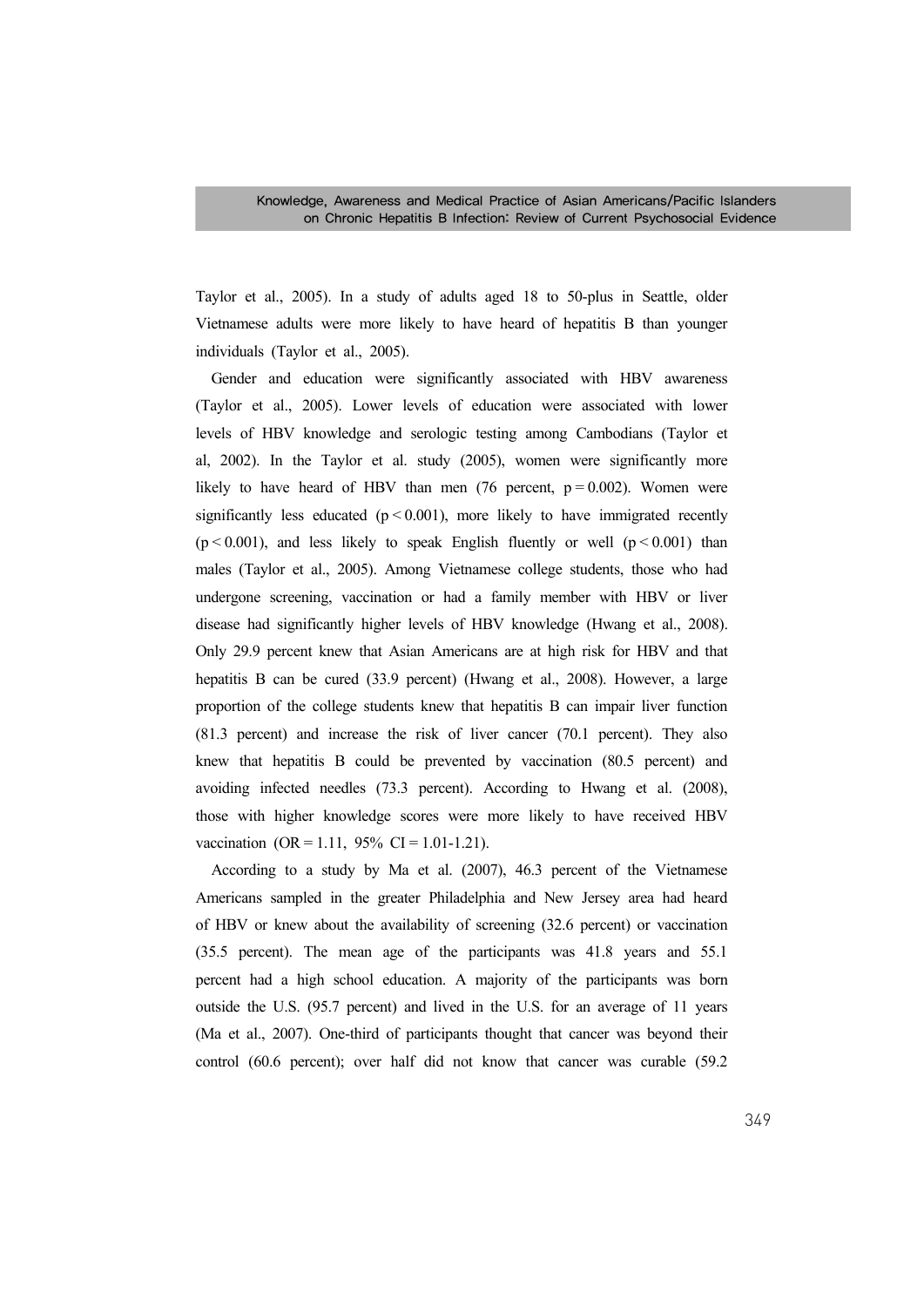Taylor et al., 2005). In a study of adults aged 18 to 50-plus in Seattle, older Vietnamese adults were more likely to have heard of hepatitis B than younger individuals (Taylor et al., 2005).

Gender and education were significantly associated with HBV awareness (Taylor et al., 2005). Lower levels of education were associated with lower levels of HBV knowledge and serologic testing among Cambodians (Taylor et al, 2002). In the Taylor et al. study (2005), women were significantly more likely to have heard of HBV than men (76 percent, $p = 0.002$). Women were significantly less educated ($p < 0.001$), more likely to have immigrated recently ($p < 0.001$), and less likely to speak English fluently or well ($p < 0.001$) than males (Taylor et al., 2005). Among Vietnamese college students, those who had undergone screening, vaccination or had a family member with HBV or liver disease had significantly higher levels of HBV knowledge (Hwang et al., 2008). Only 29.9 percent knew that Asian Americans are at high risk for HBV and that hepatitis B can be cured (33.9 percent) (Hwang et al., 2008). However, a large proportion of the college students knew that hepatitis B can impair liver function (81.3 percent) and increase the risk of liver cancer (70.1 percent). They also knew that hepatitis B could be prevented by vaccination (80.5 percent) and avoiding infected needles (73.3 percent). According to Hwang et al. (2008), those with higher knowledge scores were more likely to have received HBV vaccination ($OR = 1.11$, 95% $CI = 1.01$-$1.21$).

According to a study by Ma et al. (2007), 46.3 percent of the Vietnamese Americans sampled in the greater Philadelphia and New Jersey area had heard of HBV or knew about the availability of screening (32.6 percent) or vaccination (35.5 percent). The mean age of the participants was 41.8 years and 55.1 percent had a high school education. A majority of the participants was born outside the U.S. (95.7 percent) and lived in the U.S. for an average of 11 years (Ma et al., 2007). One-third of participants thought that cancer was beyond their control (60.6 percent); over half did not know that cancer was curable (59.2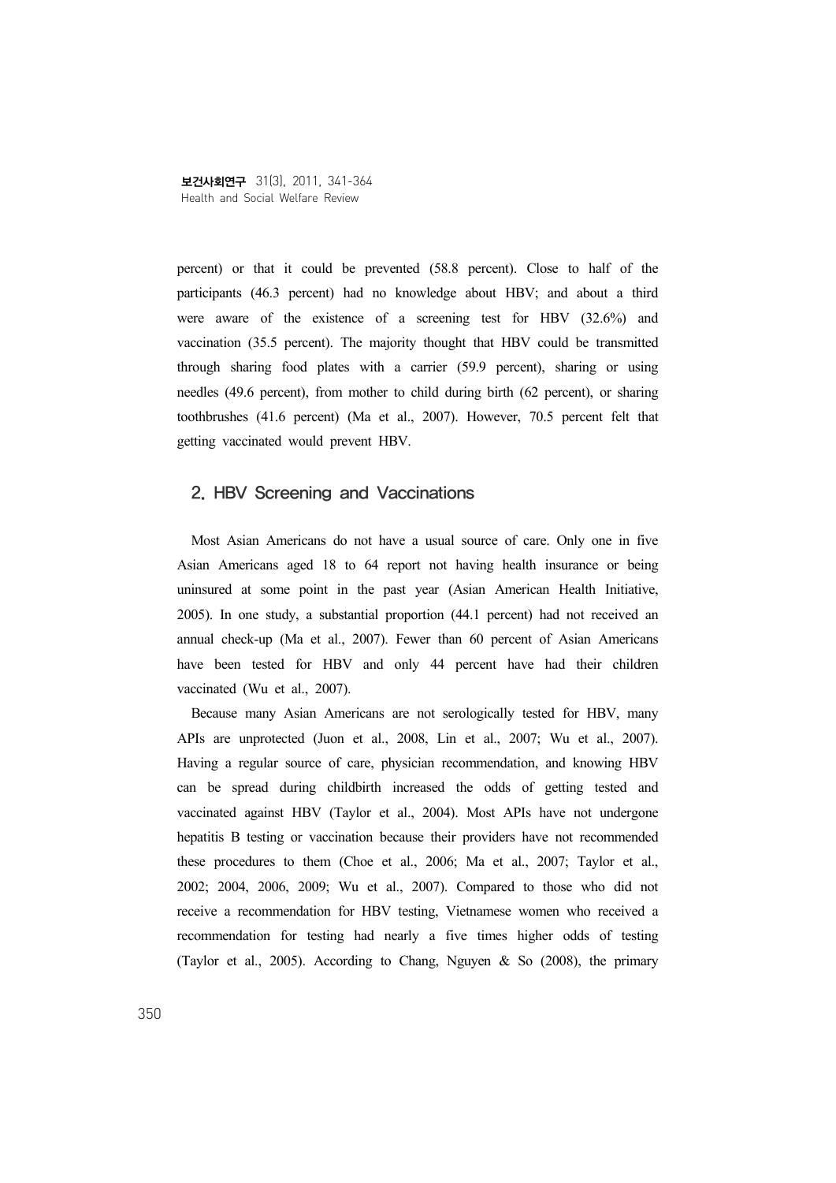percent) or that it could be prevented (58.8 percent). Close to half of the participants (46.3 percent) had no knowledge about HBV; and about a third were aware of the existence of a screening test for HBV (32.6%) and vaccination (35.5 percent). The majority thought that HBV could be transmitted through sharing food plates with a carrier (59.9 percent), sharing or using needles (49.6 percent), from mother to child during birth (62 percent), or sharing toothbrushes (41.6 percent) (Ma et al., 2007). However, 70.5 percent felt that getting vaccinated would prevent HBV.

## 2. HBV Screening and Vaccinations

Most Asian Americans do not have a usual source of care. Only one in five Asian Americans aged 18 to 64 report not having health insurance or being uninsured at some point in the past year (Asian American Health Initiative, 2005). In one study, a substantial proportion (44.1 percent) had not received an annual check-up (Ma et al., 2007). Fewer than 60 percent of Asian Americans have been tested for HBV and only 44 percent have had their children vaccinated (Wu et al., 2007).

Because many Asian Americans are not serologically tested for HBV, many APIs are unprotected (Juon et al., 2008, Lin et al., 2007; Wu et al., 2007). Having a regular source of care, physician recommendation, and knowing HBV can be spread during childbirth increased the odds of getting tested and vaccinated against HBV (Taylor et al., 2004). Most APIs have not undergone hepatitis B testing or vaccination because their providers have not recommended these procedures to them (Choe et al., 2006; Ma et al., 2007; Taylor et al., 2002; 2004, 2006, 2009; Wu et al., 2007). Compared to those who did not receive a recommendation for HBV testing, Vietnamese women who received a recommendation for testing had nearly a five times higher odds of testing (Taylor et al., 2005). According to Chang, Nguyen & So (2008), the primary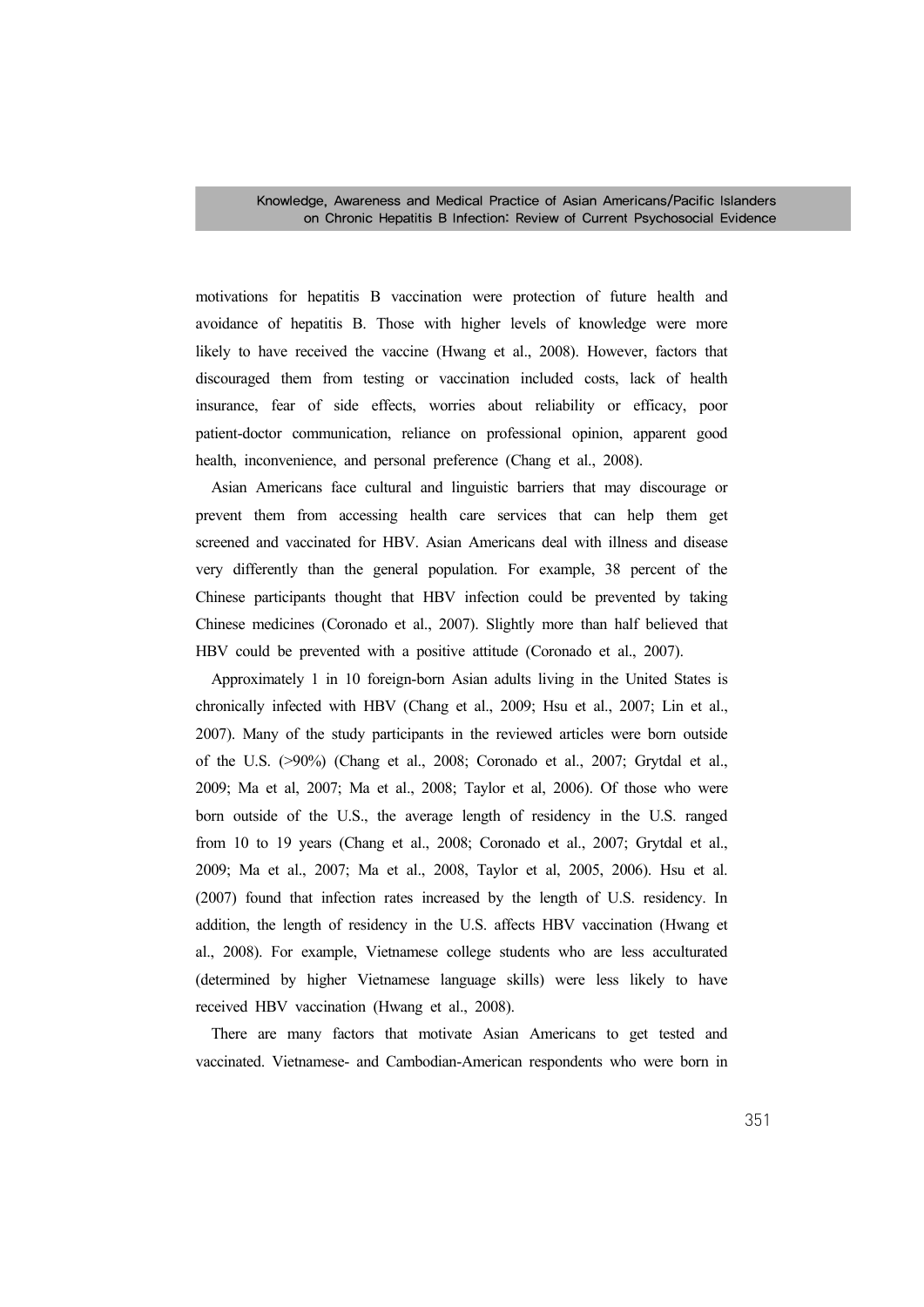motivations for hepatitis B vaccination were protection of future health and avoidance of hepatitis B. Those with higher levels of knowledge were more likely to have received the vaccine (Hwang et al., 2008). However, factors that discouraged them from testing or vaccination included costs, lack of health insurance, fear of side effects, worries about reliability or efficacy, poor patient-doctor communication, reliance on professional opinion, apparent good health, inconvenience, and personal preference (Chang et al., 2008).

Asian Americans face cultural and linguistic barriers that may discourage or prevent them from accessing health care services that can help them get screened and vaccinated for HBV. Asian Americans deal with illness and disease very differently than the general population. For example, 38 percent of the Chinese participants thought that HBV infection could be prevented by taking Chinese medicines (Coronado et al., 2007). Slightly more than half believed that HBV could be prevented with a positive attitude (Coronado et al., 2007).

Approximately 1 in 10 foreign-born Asian adults living in the United States is chronically infected with HBV (Chang et al., 2009; Hsu et al., 2007; Lin et al., 2007). Many of the study participants in the reviewed articles were born outside of the U.S. (>90%) (Chang et al., 2008; Coronado et al., 2007; Grytdal et al., 2009; Ma et al, 2007; Ma et al., 2008; Taylor et al, 2006). Of those who were born outside of the U.S., the average length of residency in the U.S. ranged from 10 to 19 years (Chang et al., 2008; Coronado et al., 2007; Grytdal et al., 2009; Ma et al., 2007; Ma et al., 2008, Taylor et al, 2005, 2006). Hsu et al. (2007) found that infection rates increased by the length of U.S. residency. In addition, the length of residency in the U.S. affects HBV vaccination (Hwang et al., 2008). For example, Vietnamese college students who are less acculturated (determined by higher Vietnamese language skills) were less likely to have received HBV vaccination (Hwang et al., 2008).

There are many factors that motivate Asian Americans to get tested and vaccinated. Vietnamese- and Cambodian-American respondents who were born in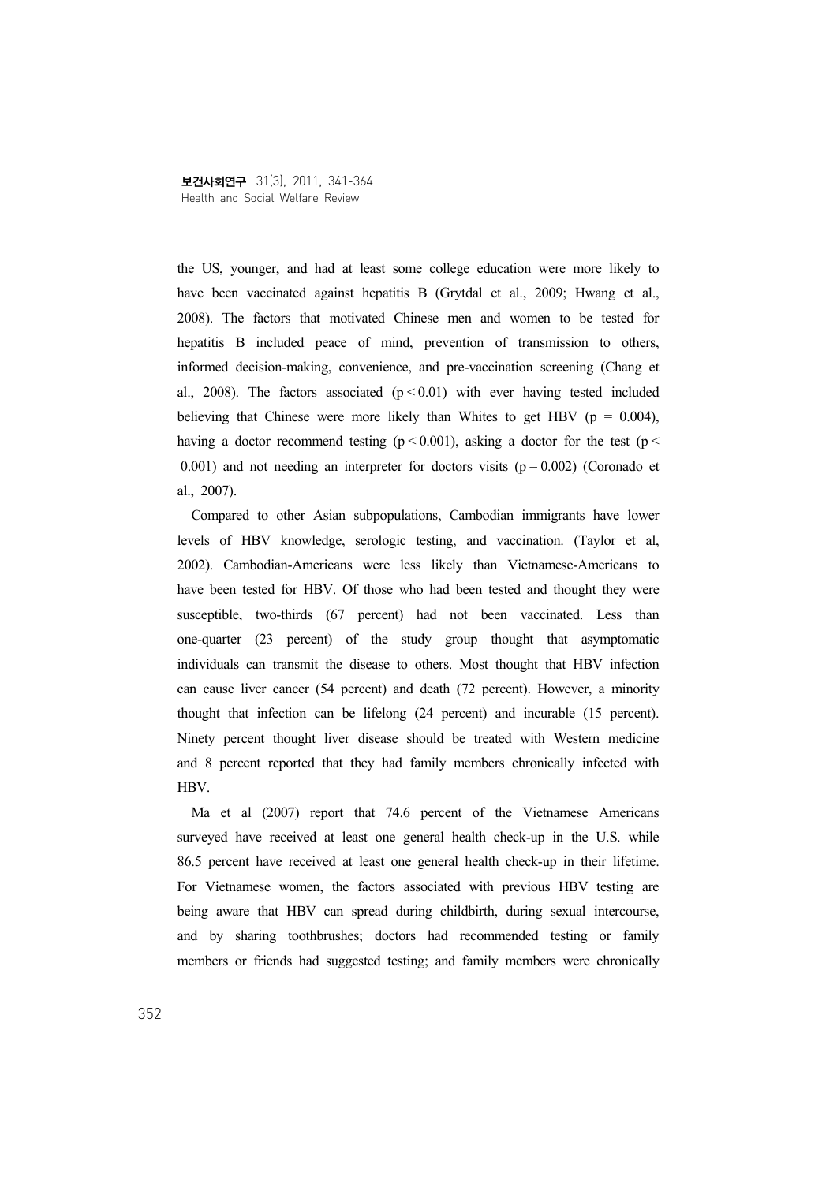the US, younger, and had at least some college education were more likely to have been vaccinated against hepatitis B (Grytdal et al., 2009; Hwang et al., 2008). The factors that motivated Chinese men and women to be tested for hepatitis B included peace of mind, prevention of transmission to others, informed decision-making, convenience, and pre-vaccination screening (Chang et al., 2008). The factors associated ($p < 0.01$) with ever having tested included believing that Chinese were more likely than Whites to get HBV ($p = 0.004$), having a doctor recommend testing ($p < 0.001$), asking a doctor for the test ($p < 0.001$) and not needing an interpreter for doctors visits ($p = 0.002$) (Coronado et al., 2007).

Compared to other Asian subpopulations, Cambodian immigrants have lower levels of HBV knowledge, serologic testing, and vaccination. (Taylor et al, 2002). Cambodian-Americans were less likely than Vietnamese-Americans to have been tested for HBV. Of those who had been tested and thought they were susceptible, two-thirds (67 percent) had not been vaccinated. Less than one-quarter (23 percent) of the study group thought that asymptomatic individuals can transmit the disease to others. Most thought that HBV infection can cause liver cancer (54 percent) and death (72 percent). However, a minority thought that infection can be lifelong (24 percent) and incurable (15 percent). Ninety percent thought liver disease should be treated with Western medicine and 8 percent reported that they had family members chronically infected with HBV.

Ma et al (2007) report that 74.6 percent of the Vietnamese Americans surveyed have received at least one general health check-up in the U.S. while 86.5 percent have received at least one general health check-up in their lifetime. For Vietnamese women, the factors associated with previous HBV testing are being aware that HBV can spread during childbirth, during sexual intercourse, and by sharing toothbrushes; doctors had recommended testing or family members or friends had suggested testing; and family members were chronically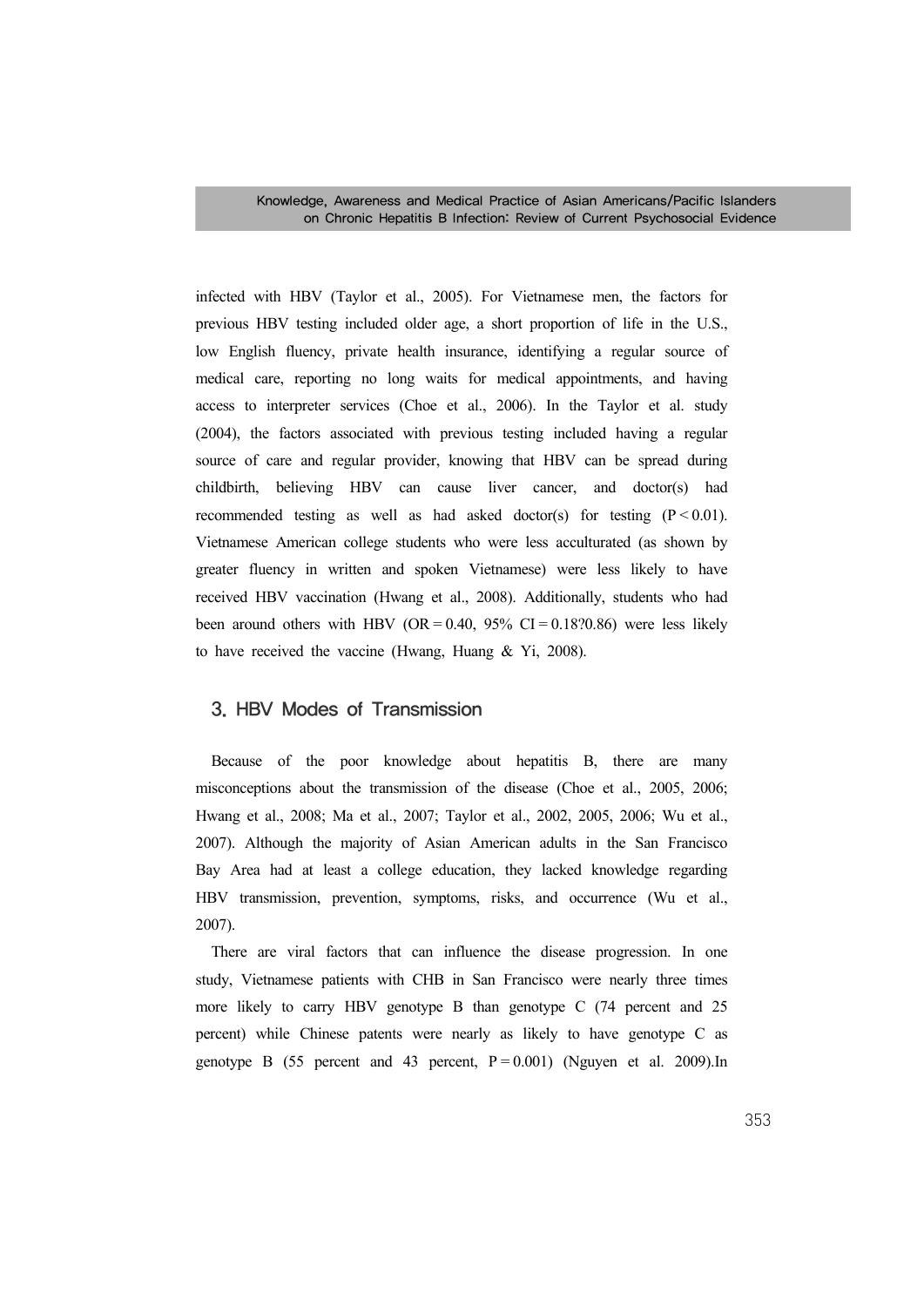infected with HBV (Taylor et al., 2005). For Vietnamese men, the factors for previous HBV testing included older age, a short proportion of life in the U.S., low English fluency, private health insurance, identifying a regular source of medical care, reporting no long waits for medical appointments, and having access to interpreter services (Choe et al., 2006). In the Taylor et al. study (2004), the factors associated with previous testing included having a regular source of care and regular provider, knowing that HBV can be spread during childbirth, believing HBV can cause liver cancer, and doctor(s) had recommended testing as well as had asked doctor(s) for testing ($P < 0.01$). Vietnamese American college students who were less acculturated (as shown by greater fluency in written and spoken Vietnamese) were less likely to have received HBV vaccination (Hwang et al., 2008). Additionally, students who had been around others with HBV ($OR = 0.40$, 95% $CI = 0.18?0.86$) were less likely to have received the vaccine (Hwang, Huang & Yi, 2008).

## 3. HBV Modes of Transmission

Because of the poor knowledge about hepatitis B, there are many misconceptions about the transmission of the disease (Choe et al., 2005, 2006; Hwang et al., 2008; Ma et al., 2007; Taylor et al., 2002, 2005, 2006; Wu et al., 2007). Although the majority of Asian American adults in the San Francisco Bay Area had at least a college education, they lacked knowledge regarding HBV transmission, prevention, symptoms, risks, and occurrence (Wu et al., 2007).

There are viral factors that can influence the disease progression. In one study, Vietnamese patients with CHB in San Francisco were nearly three times more likely to carry HBV genotype B than genotype C (74 percent and 25 percent) while Chinese patents were nearly as likely to have genotype C as genotype B (55 percent and 43 percent, $P = 0.001$) (Nguyen et al. 2009).In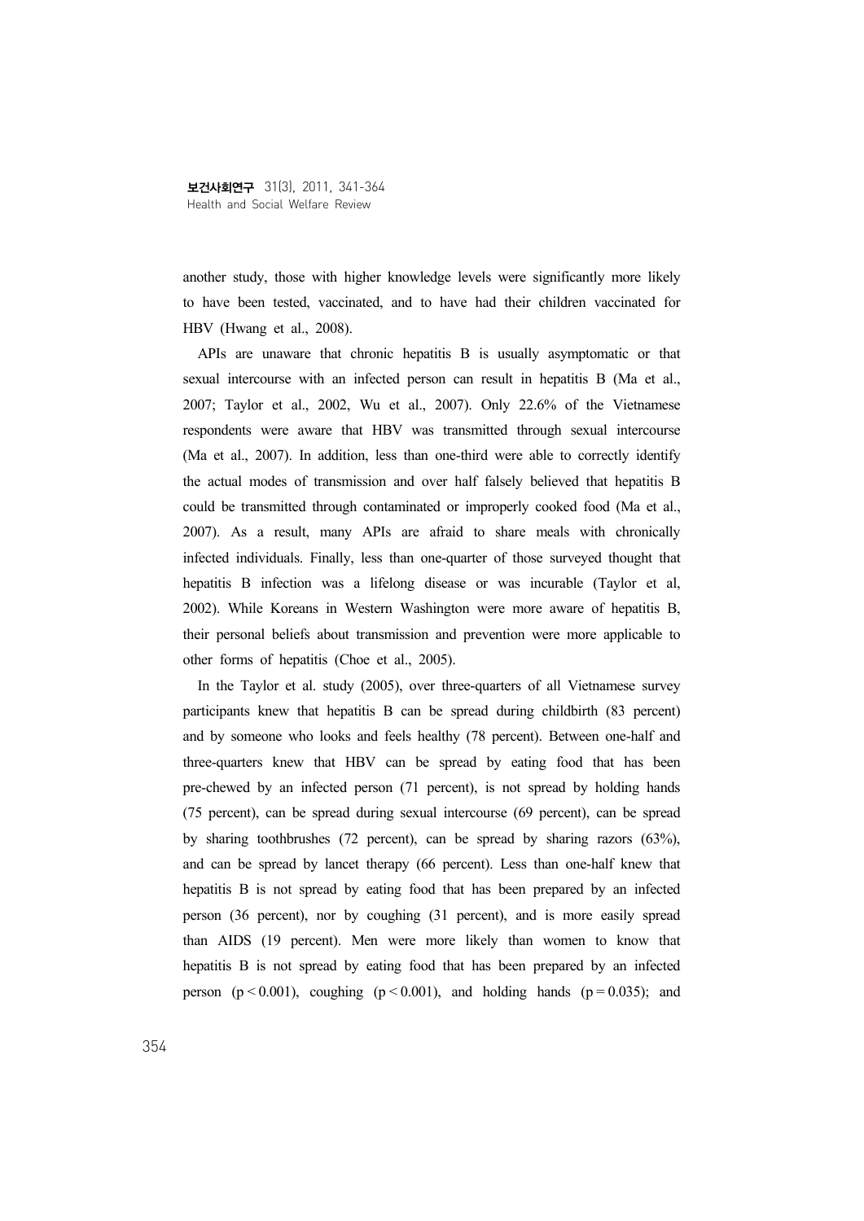another study, those with higher knowledge levels were significantly more likely to have been tested, vaccinated, and to have had their children vaccinated for HBV (Hwang et al., 2008).

APIs are unaware that chronic hepatitis B is usually asymptomatic or that sexual intercourse with an infected person can result in hepatitis B (Ma et al., 2007; Taylor et al., 2002, Wu et al., 2007). Only 22.6% of the Vietnamese respondents were aware that HBV was transmitted through sexual intercourse (Ma et al., 2007). In addition, less than one-third were able to correctly identify the actual modes of transmission and over half falsely believed that hepatitis B could be transmitted through contaminated or improperly cooked food (Ma et al., 2007). As a result, many APIs are afraid to share meals with chronically infected individuals. Finally, less than one-quarter of those surveyed thought that hepatitis B infection was a lifelong disease or was incurable (Taylor et al, 2002). While Koreans in Western Washington were more aware of hepatitis B, their personal beliefs about transmission and prevention were more applicable to other forms of hepatitis (Choe et al., 2005).

In the Taylor et al. study (2005), over three-quarters of all Vietnamese survey participants knew that hepatitis B can be spread during childbirth (83 percent) and by someone who looks and feels healthy (78 percent). Between one-half and three-quarters knew that HBV can be spread by eating food that has been pre-chewed by an infected person (71 percent), is not spread by holding hands (75 percent), can be spread during sexual intercourse (69 percent), can be spread by sharing toothbrushes (72 percent), can be spread by sharing razors (63%), and can be spread by lancet therapy (66 percent). Less than one-half knew that hepatitis B is not spread by eating food that has been prepared by an infected person (36 percent), nor by coughing (31 percent), and is more easily spread than AIDS (19 percent). Men were more likely than women to know that hepatitis B is not spread by eating food that has been prepared by an infected person ($p < 0.001$), coughing ($p < 0.001$), and holding hands ($p = 0.035$); and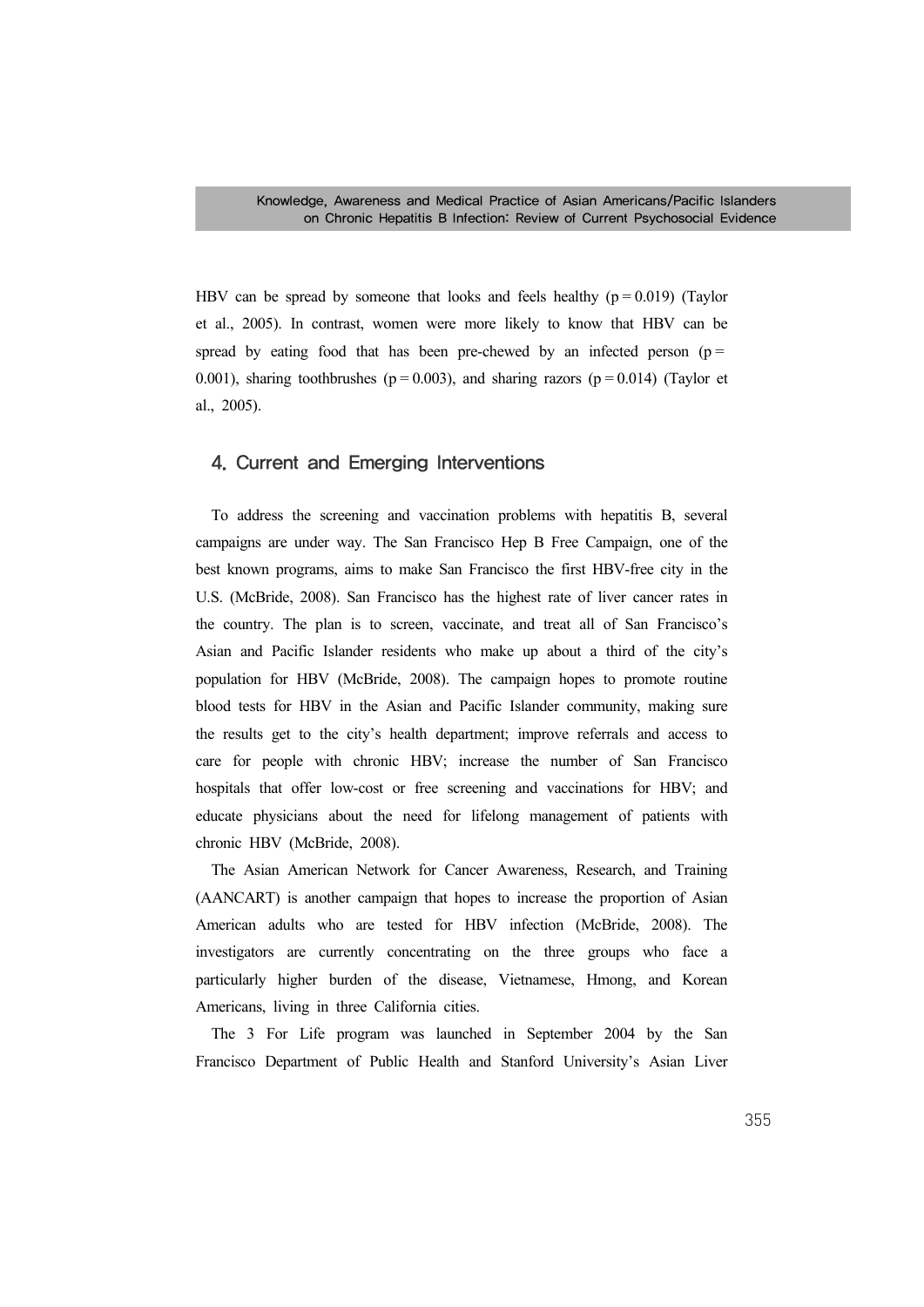HBV can be spread by someone that looks and feels healthy ($p = 0.019$) (Taylor et al., 2005). In contrast, women were more likely to know that HBV can be spread by eating food that has been pre-chewed by an infected person ($p = 0.001$), sharing toothbrushes ($p = 0.003$), and sharing razors ($p = 0.014$) (Taylor et al., 2005).

## 4. Current and Emerging Interventions

To address the screening and vaccination problems with hepatitis B, several campaigns are under way. The San Francisco Hep B Free Campaign, one of the best known programs, aims to make San Francisco the first HBV-free city in the U.S. (McBride, 2008). San Francisco has the highest rate of liver cancer rates in the country. The plan is to screen, vaccinate, and treat all of San Francisco's Asian and Pacific Islander residents who make up about a third of the city's population for HBV (McBride, 2008). The campaign hopes to promote routine blood tests for HBV in the Asian and Pacific Islander community, making sure the results get to the city's health department; improve referrals and access to care for people with chronic HBV; increase the number of San Francisco hospitals that offer low-cost or free screening and vaccinations for HBV; and educate physicians about the need for lifelong management of patients with chronic HBV (McBride, 2008).

The Asian American Network for Cancer Awareness, Research, and Training (AANCART) is another campaign that hopes to increase the proportion of Asian American adults who are tested for HBV infection (McBride, 2008). The investigators are currently concentrating on the three groups who face a particularly higher burden of the disease, Vietnamese, Hmong, and Korean Americans, living in three California cities.

The 3 For Life program was launched in September 2004 by the San Francisco Department of Public Health and Stanford University's Asian Liver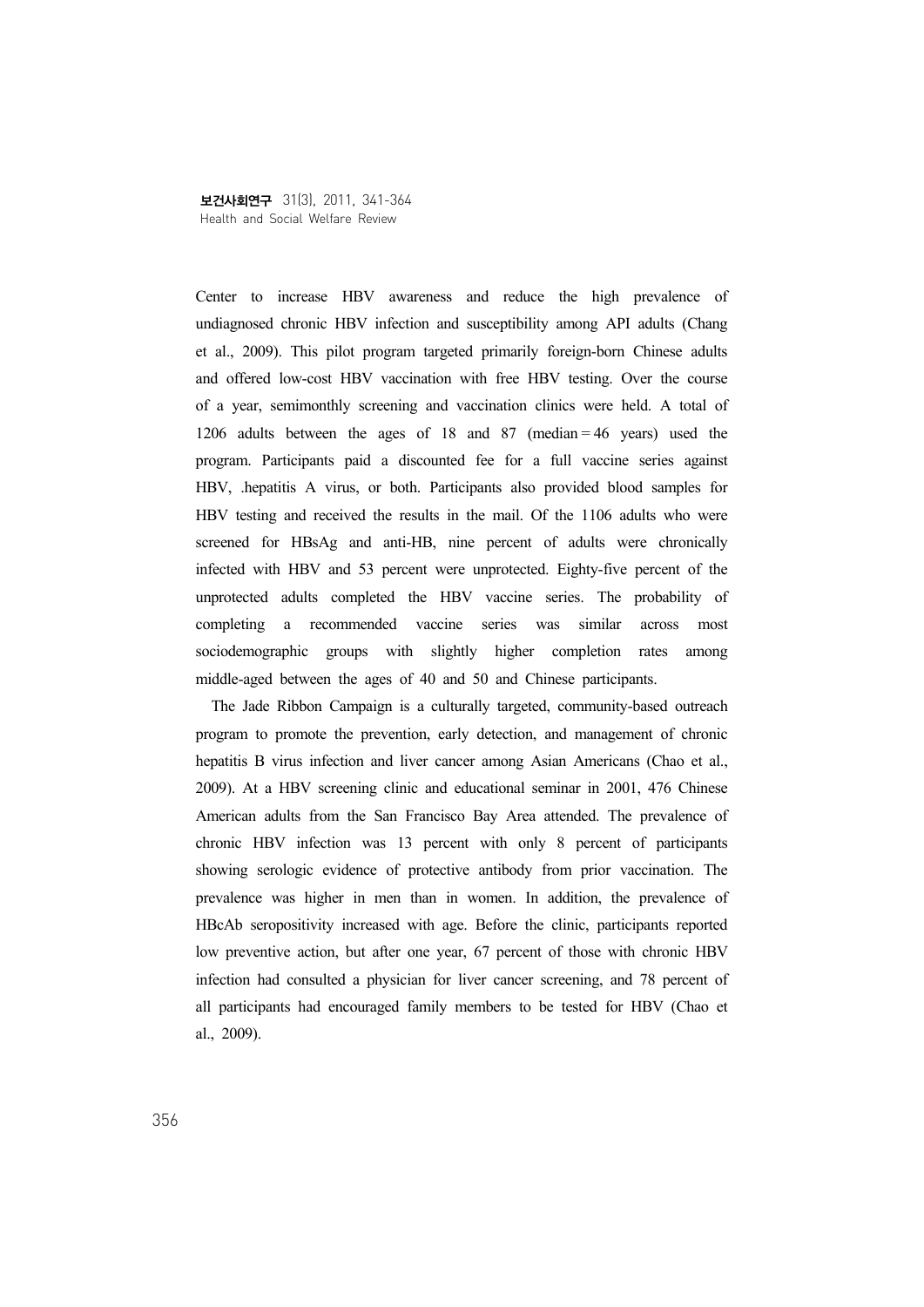Center to increase HBV awareness and reduce the high prevalence of undiagnosed chronic HBV infection and susceptibility among API adults (Chang et al., 2009). This pilot program targeted primarily foreign-born Chinese adults and offered low-cost HBV vaccination with free HBV testing. Over the course of a year, semimonthly screening and vaccination clinics were held. A total of 1206 adults between the ages of 18 and 87 (median = 46 years) used the program. Participants paid a discounted fee for a full vaccine series against HBV, .hepatitis A virus, or both. Participants also provided blood samples for HBV testing and received the results in the mail. Of the 1106 adults who were screened for HBsAg and anti-HB, nine percent of adults were chronically infected with HBV and 53 percent were unprotected. Eighty-five percent of the unprotected adults completed the HBV vaccine series. The probability of completing a recommended vaccine series was similar across most sociodemographic groups with slightly higher completion rates among middle-aged between the ages of 40 and 50 and Chinese participants.

The Jade Ribbon Campaign is a culturally targeted, community-based outreach program to promote the prevention, early detection, and management of chronic hepatitis B virus infection and liver cancer among Asian Americans (Chao et al., 2009). At a HBV screening clinic and educational seminar in 2001, 476 Chinese American adults from the San Francisco Bay Area attended. The prevalence of chronic HBV infection was 13 percent with only 8 percent of participants showing serologic evidence of protective antibody from prior vaccination. The prevalence was higher in men than in women. In addition, the prevalence of HBcAb seropositivity increased with age. Before the clinic, participants reported low preventive action, but after one year, 67 percent of those with chronic HBV infection had consulted a physician for liver cancer screening, and 78 percent of all participants had encouraged family members to be tested for HBV (Chao et al., 2009).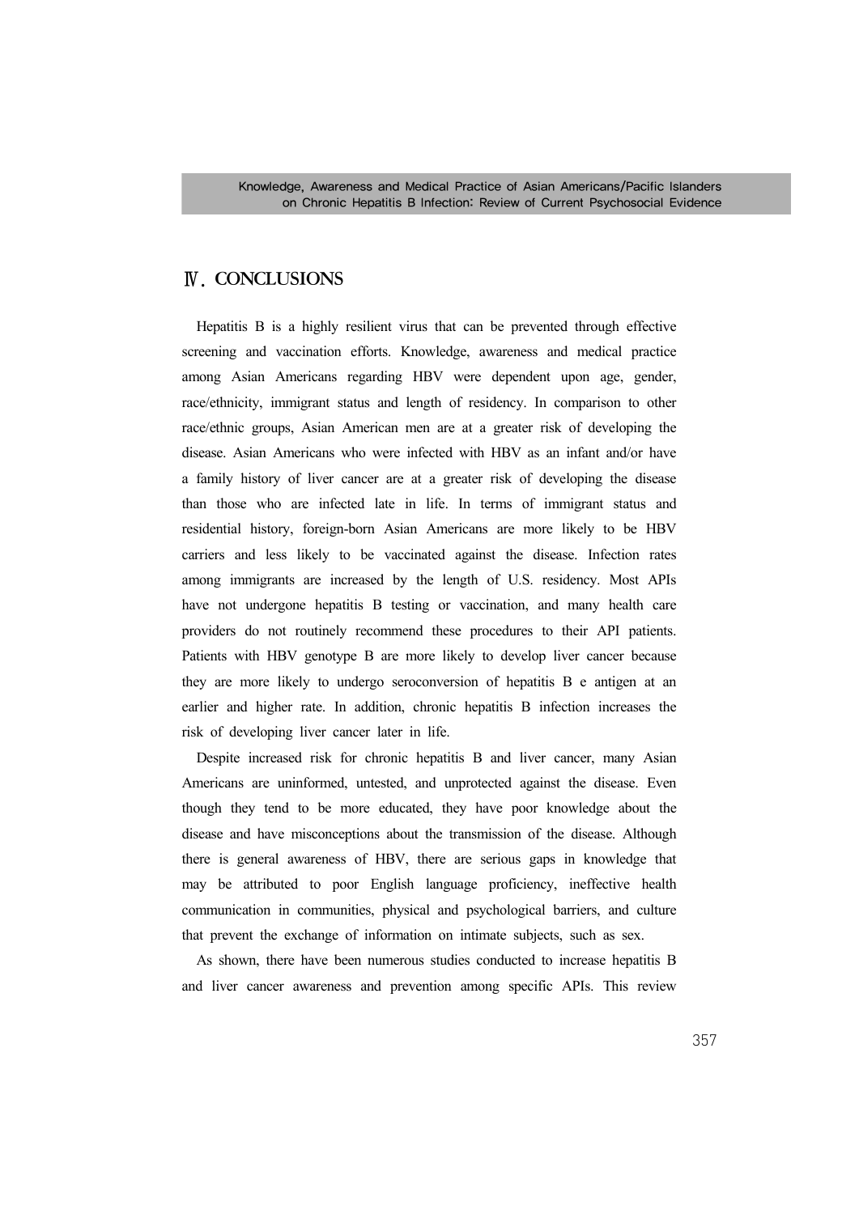## Ⅳ. CONCLUSIONS

Hepatitis B is a highly resilient virus that can be prevented through effective screening and vaccination efforts. Knowledge, awareness and medical practice among Asian Americans regarding HBV were dependent upon age, gender, race/ethnicity, immigrant status and length of residency. In comparison to other race/ethnic groups, Asian American men are at a greater risk of developing the disease. Asian Americans who were infected with HBV as an infant and/or have a family history of liver cancer are at a greater risk of developing the disease than those who are infected late in life. In terms of immigrant status and residential history, foreign-born Asian Americans are more likely to be HBV carriers and less likely to be vaccinated against the disease. Infection rates among immigrants are increased by the length of U.S. residency. Most APIs have not undergone hepatitis B testing or vaccination, and many health care providers do not routinely recommend these procedures to their API patients. Patients with HBV genotype B are more likely to develop liver cancer because they are more likely to undergo seroconversion of hepatitis B e antigen at an earlier and higher rate. In addition, chronic hepatitis B infection increases the risk of developing liver cancer later in life.

Despite increased risk for chronic hepatitis B and liver cancer, many Asian Americans are uninformed, untested, and unprotected against the disease. Even though they tend to be more educated, they have poor knowledge about the disease and have misconceptions about the transmission of the disease. Although there is general awareness of HBV, there are serious gaps in knowledge that may be attributed to poor English language proficiency, ineffective health communication in communities, physical and psychological barriers, and culture that prevent the exchange of information on intimate subjects, such as sex.

As shown, there have been numerous studies conducted to increase hepatitis B and liver cancer awareness and prevention among specific APIs. This review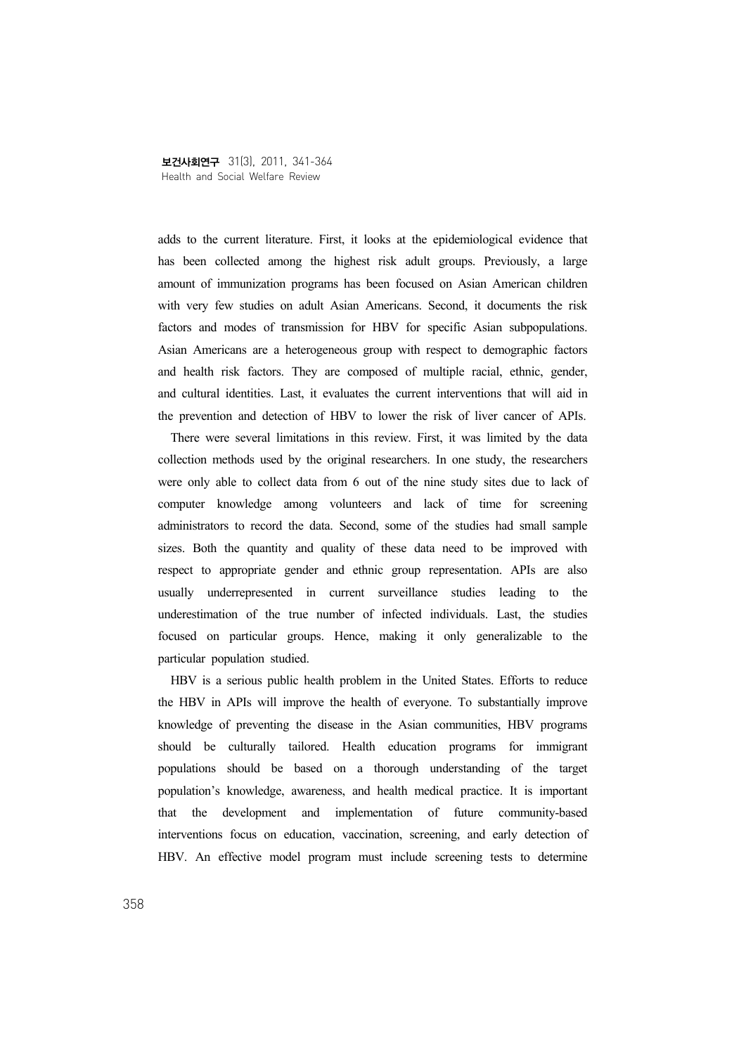adds to the current literature. First, it looks at the epidemiological evidence that has been collected among the highest risk adult groups. Previously, a large amount of immunization programs has been focused on Asian American children with very few studies on adult Asian Americans. Second, it documents the risk factors and modes of transmission for HBV for specific Asian subpopulations. Asian Americans are a heterogeneous group with respect to demographic factors and health risk factors. They are composed of multiple racial, ethnic, gender, and cultural identities. Last, it evaluates the current interventions that will aid in the prevention and detection of HBV to lower the risk of liver cancer of APIs.

There were several limitations in this review. First, it was limited by the data collection methods used by the original researchers. In one study, the researchers were only able to collect data from 6 out of the nine study sites due to lack of computer knowledge among volunteers and lack of time for screening administrators to record the data. Second, some of the studies had small sample sizes. Both the quantity and quality of these data need to be improved with respect to appropriate gender and ethnic group representation. APIs are also usually underrepresented in current surveillance studies leading to the underestimation of the true number of infected individuals. Last, the studies focused on particular groups. Hence, making it only generalizable to the particular population studied.

HBV is a serious public health problem in the United States. Efforts to reduce the HBV in APIs will improve the health of everyone. To substantially improve knowledge of preventing the disease in the Asian communities, HBV programs should be culturally tailored. Health education programs for immigrant populations should be based on a thorough understanding of the target population's knowledge, awareness, and health medical practice. It is important that the development and implementation of future community-based interventions focus on education, vaccination, screening, and early detection of HBV. An effective model program must include screening tests to determine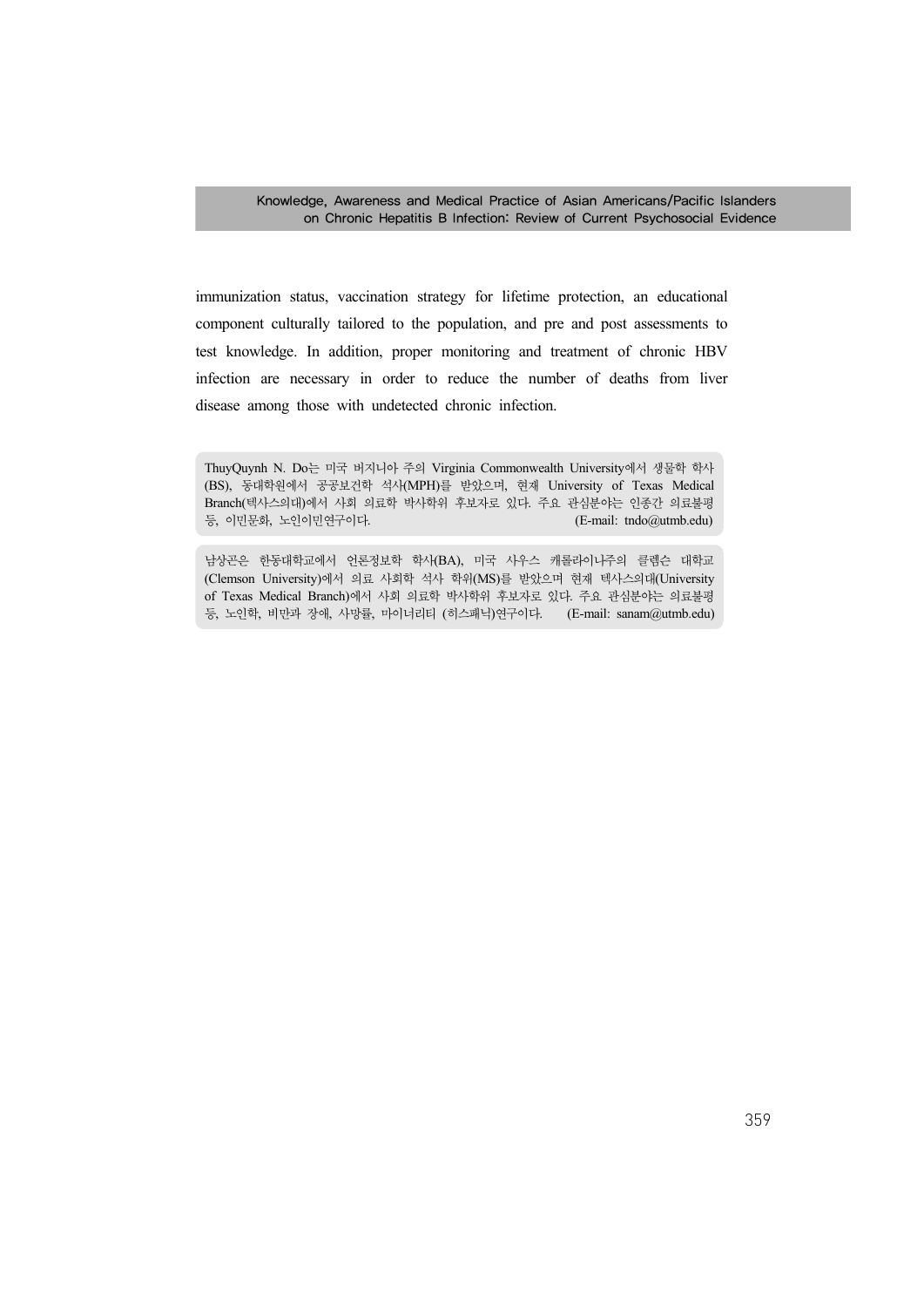immunization status, vaccination strategy for lifetime protection, an educational component culturally tailored to the population, and pre and post assessments to test knowledge. In addition, proper monitoring and treatment of chronic HBV infection are necessary in order to reduce the number of deaths from liver disease among those with undetected chronic infection.

ThuyQuynh N. Do는 미국 버지니아 주의 Virginia Commonwealth University에서 생물학 학사(BS), 동대학원에서 공공보건학 석사(MPH)를 받았으며, 현재 University of Texas Medical Branch(텍사스의대)에서 사회 의료학 박사학위 후보자로 있다. 주요 관심분야는 인종간 의료불평등, 이민문화, 노인이민연구이다. (E-mail: tndo@utmb.edu)

남상곤은 한동대학교에서 언론정보학 학사(BA), 미국 사우스 캐롤라이나주의 클렘슨 대학교(Clemson University)에서 의료 사회학 석사 학위(MS)를 받았으며 현재 텍사스의대(University of Texas Medical Branch)에서 사회 의료학 박사학위 후보자로 있다. 주요 관심분야는 의료불평등, 노인학, 비만과 장애, 사망률, 마이너리티 (히스패닉)연구이다. (E-mail: sanam@utmb.edu)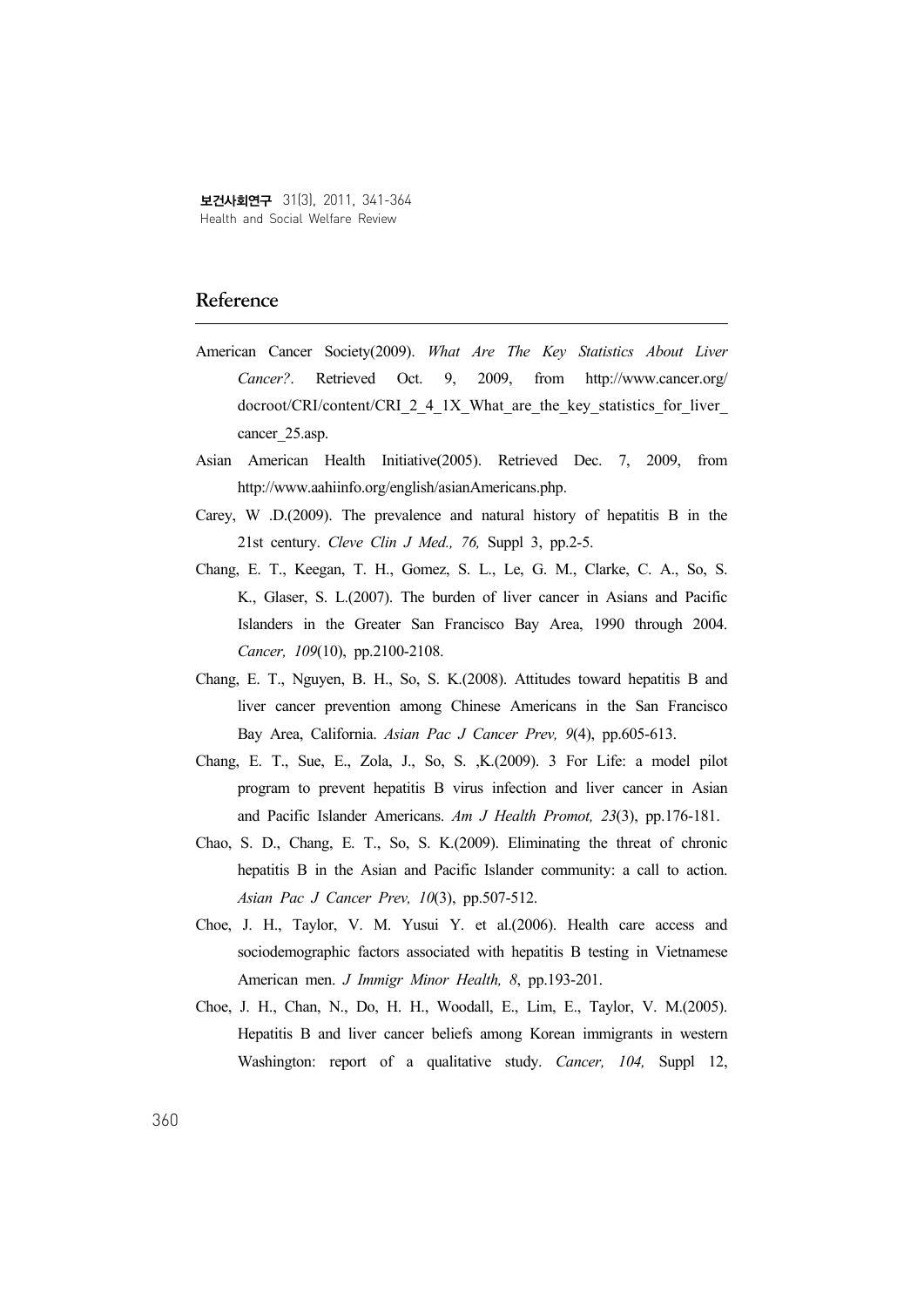## Reference

American Cancer Society(2009). *What Are The Key Statistics About Liver Cancer?*. Retrieved Oct. 9, 2009, from http://www.cancer.org/docroot/CRI/content/CRI_2_4_1X_What_are_the_key_statistics_for_liver_cancer_25.asp.

Asian American Health Initiative(2005). Retrieved Dec. 7, 2009, from http://www.aahiinfo.org/english/asianAmericans.php.

Carey, W .D.(2009). The prevalence and natural history of hepatitis B in the 21st century. *Cleve Clin J Med., 76,* Suppl 3, pp.2-5.

Chang, E. T., Keegan, T. H., Gomez, S. L., Le, G. M., Clarke, C. A., So, S. K., Glaser, S. L.(2007). The burden of liver cancer in Asians and Pacific Islanders in the Greater San Francisco Bay Area, 1990 through 2004. *Cancer, 109*(10), pp.2100-2108.

Chang, E. T., Nguyen, B. H., So, S. K.(2008). Attitudes toward hepatitis B and liver cancer prevention among Chinese Americans in the San Francisco Bay Area, California. *Asian Pac J Cancer Prev, 9*(4), pp.605-613.

Chang, E. T., Sue, E., Zola, J., So, S. ,K.(2009). 3 For Life: a model pilot program to prevent hepatitis B virus infection and liver cancer in Asian and Pacific Islander Americans. *Am J Health Promot, 23*(3), pp.176-181.

Chao, S. D., Chang, E. T., So, S. K.(2009). Eliminating the threat of chronic hepatitis B in the Asian and Pacific Islander community: a call to action. *Asian Pac J Cancer Prev, 10*(3), pp.507-512.

Choe, J. H., Taylor, V. M. Yusui Y. et al.(2006). Health care access and sociodemographic factors associated with hepatitis B testing in Vietnamese American men. *J Immigr Minor Health, 8*, pp.193-201.

Choe, J. H., Chan, N., Do, H. H., Woodall, E., Lim, E., Taylor, V. M.(2005). Hepatitis B and liver cancer beliefs among Korean immigrants in western Washington: report of a qualitative study. *Cancer, 104,* Suppl 12,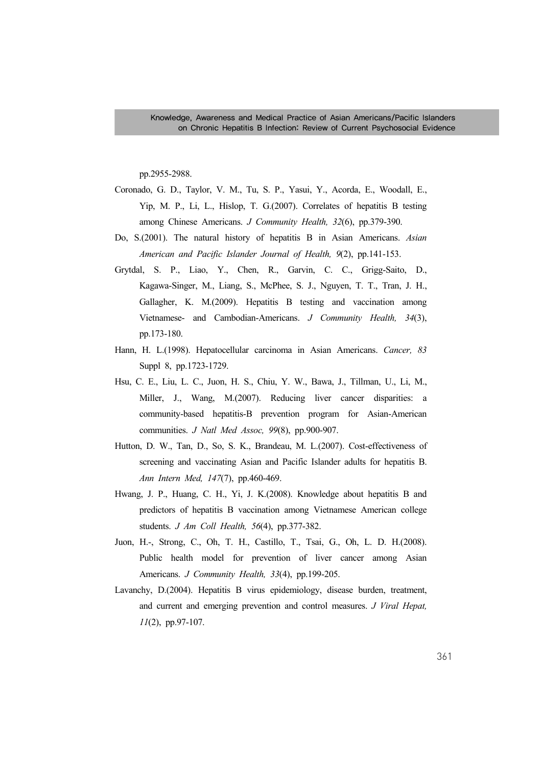pp.2955-2988.

Coronado, G. D., Taylor, V. M., Tu, S. P., Yasui, Y., Acorda, E., Woodall, E., Yip, M. P., Li, L., Hislop, T. G.(2007). Correlates of hepatitis B testing among Chinese Americans. *J Community Health, 32*(6), pp.379-390.

Do, S.(2001). The natural history of hepatitis B in Asian Americans. *Asian American and Pacific Islander Journal of Health, 9*(2), pp.141-153.

Grytdal, S. P., Liao, Y., Chen, R., Garvin, C. C., Grigg-Saito, D., Kagawa-Singer, M., Liang, S., McPhee, S. J., Nguyen, T. T., Tran, J. H., Gallagher, K. M.(2009). Hepatitis B testing and vaccination among Vietnamese- and Cambodian-Americans. *J Community Health, 34*(3), pp.173-180.

Hann, H. L.(1998). Hepatocellular carcinoma in Asian Americans. *Cancer, 83* Suppl 8, pp.1723-1729.

Hsu, C. E., Liu, L. C., Juon, H. S., Chiu, Y. W., Bawa, J., Tillman, U., Li, M., Miller, J., Wang, M.(2007). Reducing liver cancer disparities: a community-based hepatitis-B prevention program for Asian-American communities. *J Natl Med Assoc, 99*(8), pp.900-907.

Hutton, D. W., Tan, D., So, S. K., Brandeau, M. L.(2007). Cost-effectiveness of screening and vaccinating Asian and Pacific Islander adults for hepatitis B. *Ann Intern Med, 147*(7), pp.460-469.

Hwang, J. P., Huang, C. H., Yi, J. K.(2008). Knowledge about hepatitis B and predictors of hepatitis B vaccination among Vietnamese American college students. *J Am Coll Health, 56*(4), pp.377-382.

Juon, H.-, Strong, C., Oh, T. H., Castillo, T., Tsai, G., Oh, L. D. H.(2008). Public health model for prevention of liver cancer among Asian Americans. *J Community Health, 33*(4), pp.199-205.

Lavanchy, D.(2004). Hepatitis B virus epidemiology, disease burden, treatment, and current and emerging prevention and control measures. *J Viral Hepat, 11*(2), pp.97-107.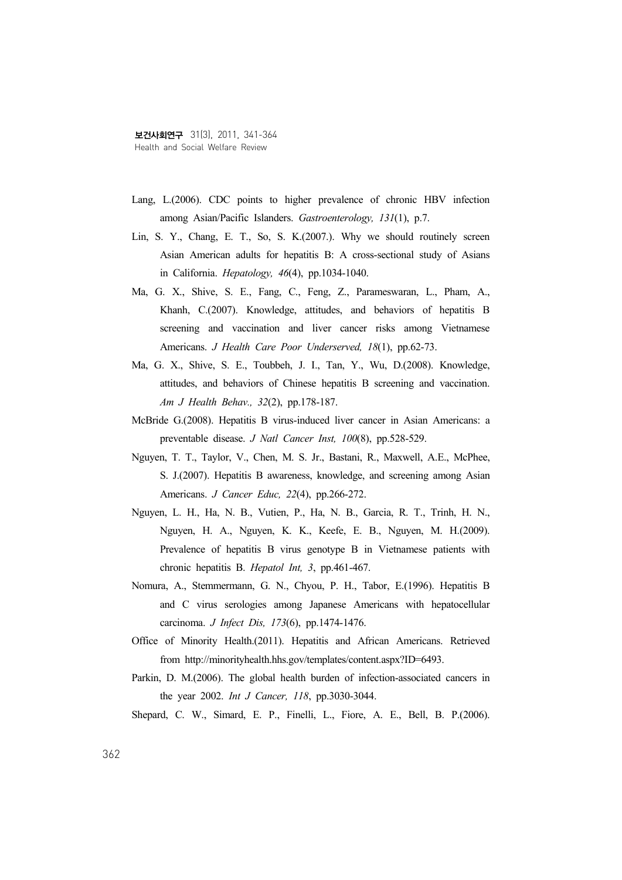Lang, L.(2006). CDC points to higher prevalence of chronic HBV infection among Asian/Pacific Islanders. *Gastroenterology, 131*(1), p.7.

Lin, S. Y., Chang, E. T., So, S. K.(2007.). Why we should routinely screen Asian American adults for hepatitis B: A cross-sectional study of Asians in California. *Hepatology, 46*(4), pp.1034-1040.

Ma, G. X., Shive, S. E., Fang, C., Feng, Z., Parameswaran, L., Pham, A., Khanh, C.(2007). Knowledge, attitudes, and behaviors of hepatitis B screening and vaccination and liver cancer risks among Vietnamese Americans. *J Health Care Poor Underserved, 18*(1), pp.62-73.

Ma, G. X., Shive, S. E., Toubbeh, J. I., Tan, Y., Wu, D.(2008). Knowledge, attitudes, and behaviors of Chinese hepatitis B screening and vaccination. *Am J Health Behav., 32*(2), pp.178-187.

McBride G.(2008). Hepatitis B virus-induced liver cancer in Asian Americans: a preventable disease. *J Natl Cancer Inst, 100*(8), pp.528-529.

Nguyen, T. T., Taylor, V., Chen, M. S. Jr., Bastani, R., Maxwell, A.E., McPhee, S. J.(2007). Hepatitis B awareness, knowledge, and screening among Asian Americans. *J Cancer Educ, 22*(4), pp.266-272.

Nguyen, L. H., Ha, N. B., Vutien, P., Ha, N. B., Garcia, R. T., Trinh, H. N., Nguyen, H. A., Nguyen, K. K., Keefe, E. B., Nguyen, M. H.(2009). Prevalence of hepatitis B virus genotype B in Vietnamese patients with chronic hepatitis B. *Hepatol Int, 3*, pp.461-467.

Nomura, A., Stemmermann, G. N., Chyou, P. H., Tabor, E.(1996). Hepatitis B and C virus serologies among Japanese Americans with hepatocellular carcinoma. *J Infect Dis, 173*(6), pp.1474-1476.

Office of Minority Health.(2011). Hepatitis and African Americans. Retrieved from http://minorityhealth.hhs.gov/templates/content.aspx?ID=6493.

Parkin, D. M.(2006). The global health burden of infection-associated cancers in the year 2002. *Int J Cancer, 118*, pp.3030-3044.

Shepard, C. W., Simard, E. P., Finelli, L., Fiore, A. E., Bell, B. P.(2006).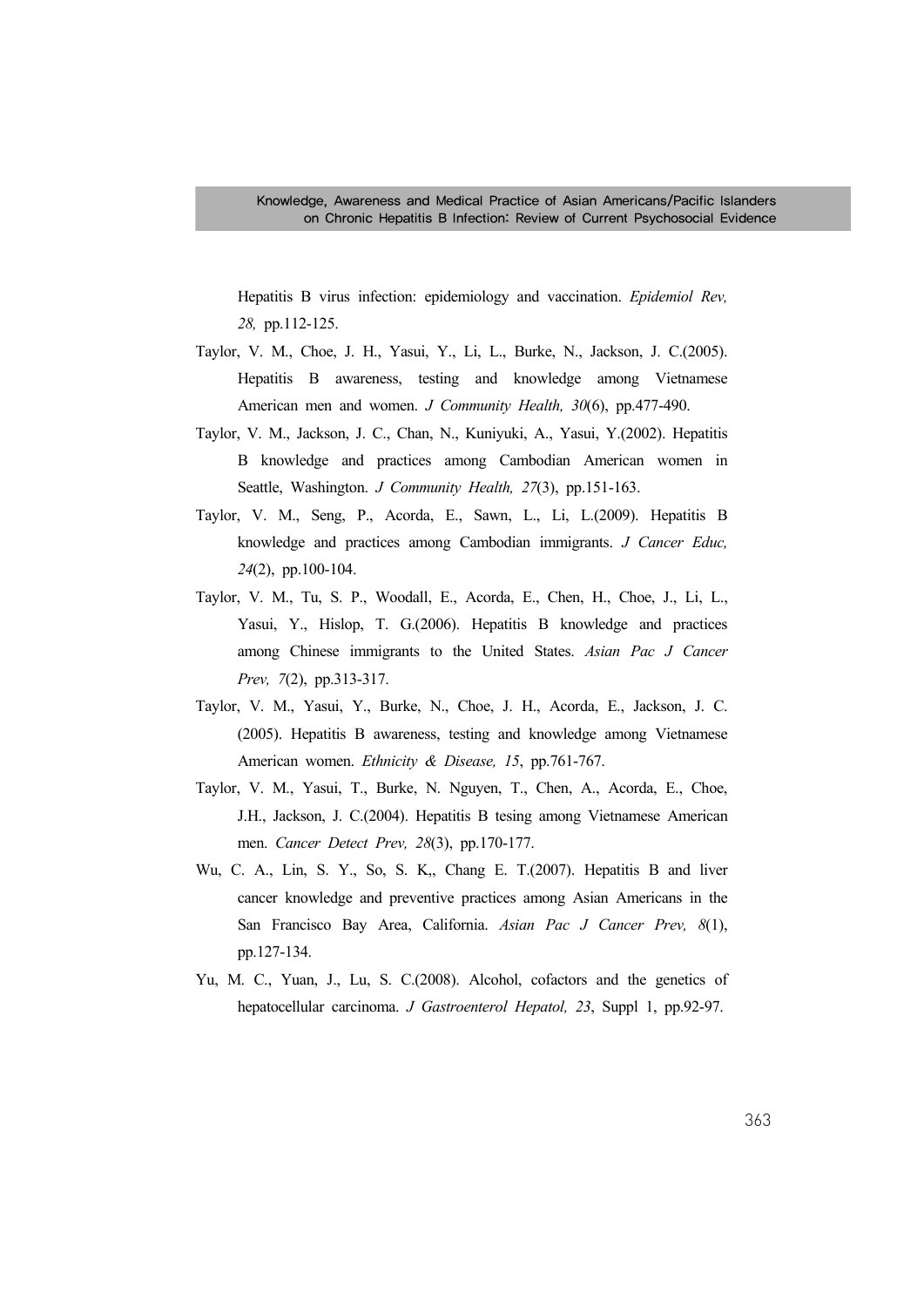Hepatitis B virus infection: epidemiology and vaccination. *Epidemiol Rev, 28,* pp.112-125.

Taylor, V. M., Choe, J. H., Yasui, Y., Li, L., Burke, N., Jackson, J. C.(2005). Hepatitis B awareness, testing and knowledge among Vietnamese American men and women. *J Community Health, 30*(6), pp.477-490.

Taylor, V. M., Jackson, J. C., Chan, N., Kuniyuki, A., Yasui, Y.(2002). Hepatitis B knowledge and practices among Cambodian American women in Seattle, Washington. *J Community Health, 27*(3), pp.151-163.

Taylor, V. M., Seng, P., Acorda, E., Sawn, L., Li, L.(2009). Hepatitis B knowledge and practices among Cambodian immigrants. *J Cancer Educ, 24*(2), pp.100-104.

Taylor, V. M., Tu, S. P., Woodall, E., Acorda, E., Chen, H., Choe, J., Li, L., Yasui, Y., Hislop, T. G.(2006). Hepatitis B knowledge and practices among Chinese immigrants to the United States. *Asian Pac J Cancer Prev, 7*(2), pp.313-317.

Taylor, V. M., Yasui, Y., Burke, N., Choe, J. H., Acorda, E., Jackson, J. C. (2005). Hepatitis B awareness, testing and knowledge among Vietnamese American women. *Ethnicity & Disease, 15*, pp.761-767.

Taylor, V. M., Yasui, T., Burke, N. Nguyen, T., Chen, A., Acorda, E., Choe, J.H., Jackson, J. C.(2004). Hepatitis B tesing among Vietnamese American men. *Cancer Detect Prev, 28*(3), pp.170-177.

Wu, C. A., Lin, S. Y., So, S. K,, Chang E. T.(2007). Hepatitis B and liver cancer knowledge and preventive practices among Asian Americans in the San Francisco Bay Area, California. *Asian Pac J Cancer Prev, 8*(1), pp.127-134.

Yu, M. C., Yuan, J., Lu, S. C.(2008). Alcohol, cofactors and the genetics of hepatocellular carcinoma. *J Gastroenterol Hepatol, 23*, Suppl 1, pp.92-97.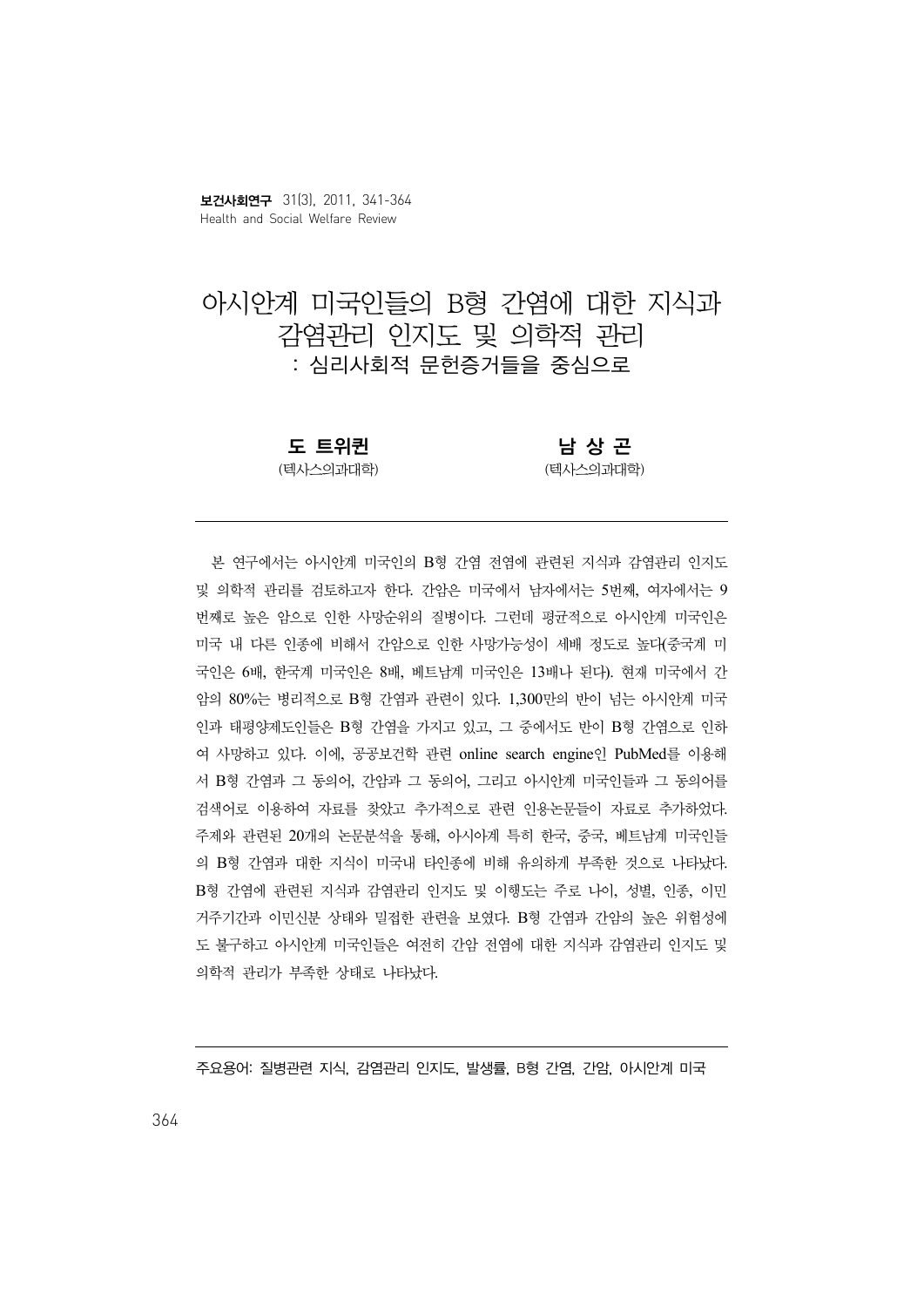# 아시안계 미국인들의 B형 간염에 대한 지식과 감염관리 인지도 및 의학적 관리
## : 심리사회적 문헌증거들을 중심으로

**도 트위퀸**
(텍사스의과대학)

**남 상 곤**
(텍사스의과대학)

---

본 연구에서는 아시안계 미국인의 B형 간염 전염에 관련된 지식과 감염관리 인지도 및 의학적 관리를 검토하고자 한다. 간암은 미국에서 남자에서는 5번째, 여자에서는 9번째로 높은 암으로 인한 사망순위의 질병이다. 그런데 평균적으로 아시안계 미국인은 미국 내 다른 인종에 비해서 간암으로 인한 사망가능성이 세배 정도로 높다(중국계 미국인은 6배, 한국계 미국인은 8배, 베트남계 미국인은 13배나 된다). 현재 미국에서 간암의 80%는 병리적으로 B형 간염과 관련이 있다. 1,300만의 반이 넘는 아시안계 미국인과 태평양제도인들은 B형 간염을 가지고 있고, 그 중에서도 반이 B형 간염으로 인하여 사망하고 있다. 이에, 공공보건학 관련 online search engine인 PubMed를 이용해서 B형 간염과 그 동의어, 간암과 그 동의어, 그리고 아시안계 미국인들과 그 동의어를 검색어로 이용하여 자료를 찾았고 추가적으로 관련 인용논문들이 자료로 추가하였다. 주제와 관련된 20개의 논문분석을 통해, 아시안계 특히 한국, 중국, 베트남계 미국인들의 B형 간염과 대한 지식이 미국내 타인종에 비해 유의하게 부족한 것으로 나타났다. B형 간염에 관련된 지식과 감염관리 인지도 및 이행도는 주로 나이, 성별, 인종, 이민 거주기간과 이민신분 상태와 밀접한 관련을 보였다. B형 간염과 간암의 높은 위험성에도 불구하고 아시안계 미국인들은 여전히 간암 전염에 대한 지식과 감염관리 인지도 및 의학적 관리가 부족한 상태로 나타났다.

---

주요용어: 질병관련 지식, 감염관리 인지도, 발생률, B형 간염, 간암, 아시안계 미국